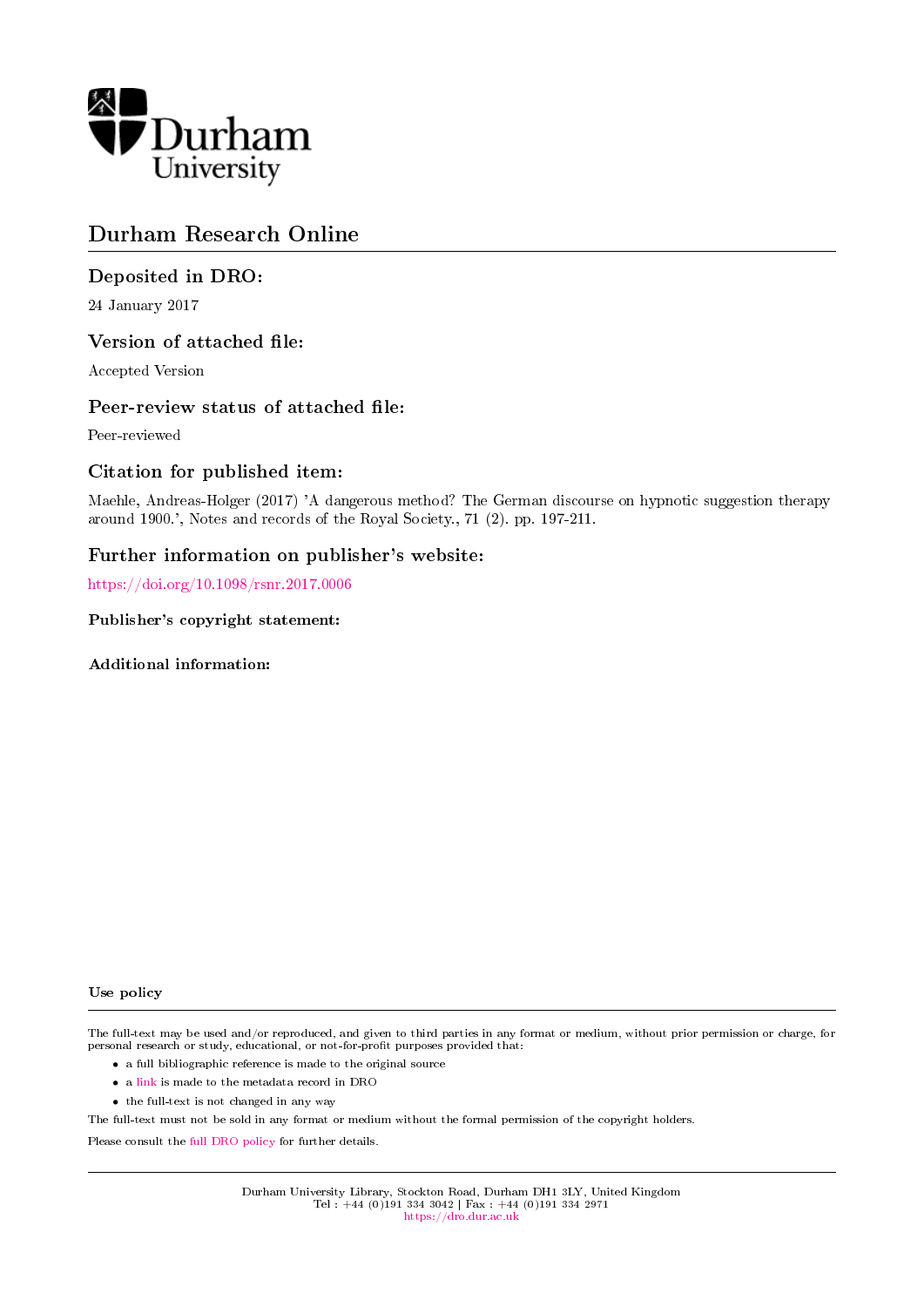Durham University

# Durham Research Online

## Deposited in DRO:

24 January 2017

## Version of attached file:

Accepted Version

## Peer-review status of attached file:

Peer-reviewed

## Citation for published item:

Maehle, Andreas-Holger (2017) 'A dangerous method? The German discourse on hypnotic suggestion therapy around 1900.', Notes and records of the Royal Society., 71 (2). pp. 197-211.

## Further information on publisher's website:

https://doi.org/10.1098/rsnr.2017.0006

### Publisher's copyright statement:

### Additional information:

#### Use policy

The full-text may be used and/or reproduced, and given to third parties in any format or medium, without prior permission or charge, for personal research or study, educational, or not-for-profit purposes provided that:

- a full bibliographic reference is made to the original source
- a link is made to the metadata record in DRO
- the full-text is not changed in any way

The full-text must not be sold in any format or medium without the formal permission of the copyright holders.

Please consult the full DRO policy for further details.

Durham University Library, Stockton Road, Durham DH1 3LY, United Kingdom
Tel : +44 (0)191 334 3042 | Fax : +44 (0)191 334 2971
https://dro.dur.ac.uk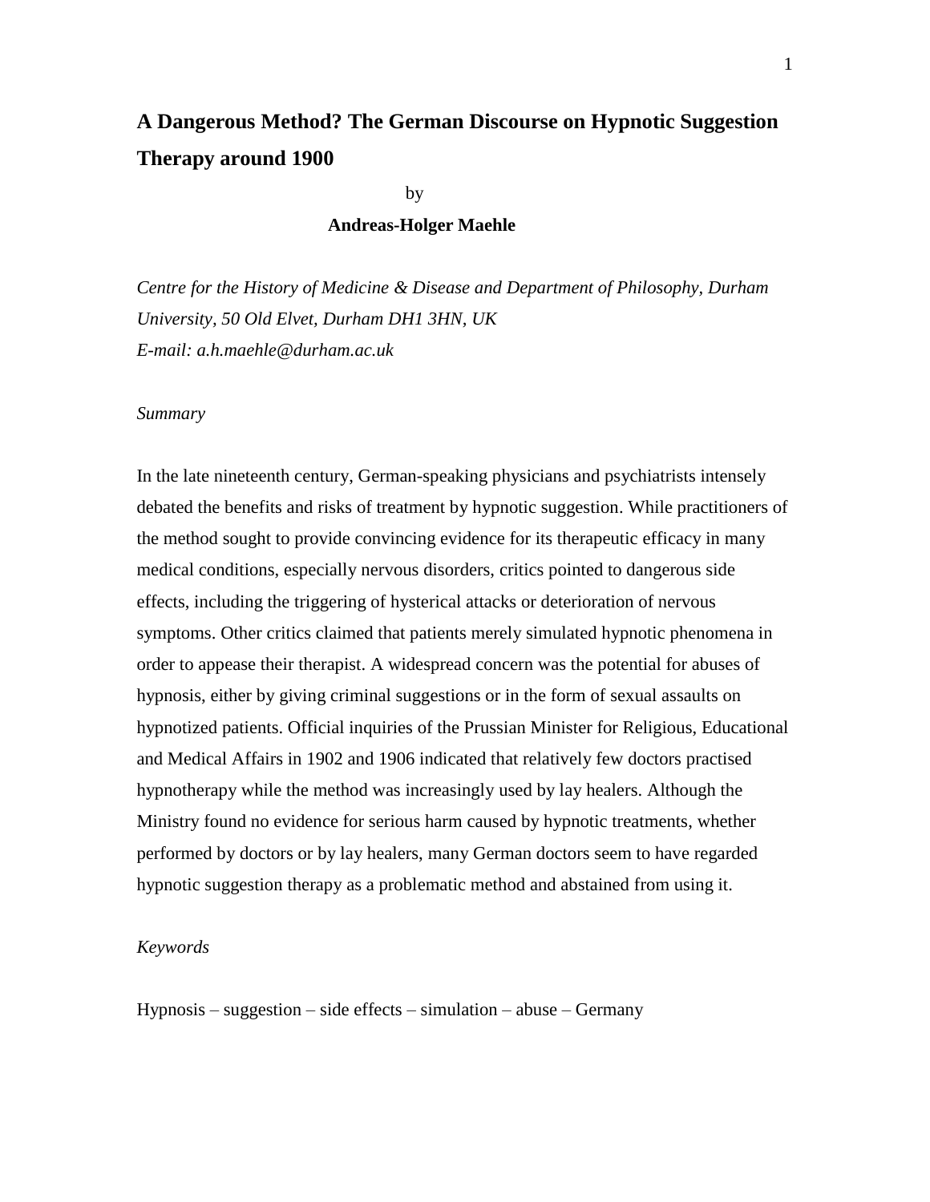# A Dangerous Method? The German Discourse on Hypnotic Suggestion Therapy around 1900

by

**Andreas-Holger Maehle**

*Centre for the History of Medicine & Disease and Department of Philosophy, Durham University, 50 Old Elvet, Durham DH1 3HN, UK*
*E-mail: a.h.maehle@durham.ac.uk*

*Summary*

In the late nineteenth century, German-speaking physicians and psychiatrists intensely debated the benefits and risks of treatment by hypnotic suggestion. While practitioners of the method sought to provide convincing evidence for its therapeutic efficacy in many medical conditions, especially nervous disorders, critics pointed to dangerous side effects, including the triggering of hysterical attacks or deterioration of nervous symptoms. Other critics claimed that patients merely simulated hypnotic phenomena in order to appease their therapist. A widespread concern was the potential for abuses of hypnosis, either by giving criminal suggestions or in the form of sexual assaults on hypnotized patients. Official inquiries of the Prussian Minister for Religious, Educational and Medical Affairs in 1902 and 1906 indicated that relatively few doctors practised hypnotherapy while the method was increasingly used by lay healers. Although the Ministry found no evidence for serious harm caused by hypnotic treatments, whether performed by doctors or by lay healers, many German doctors seem to have regarded hypnotic suggestion therapy as a problematic method and abstained from using it.

*Keywords*

Hypnosis – suggestion – side effects – simulation – abuse – Germany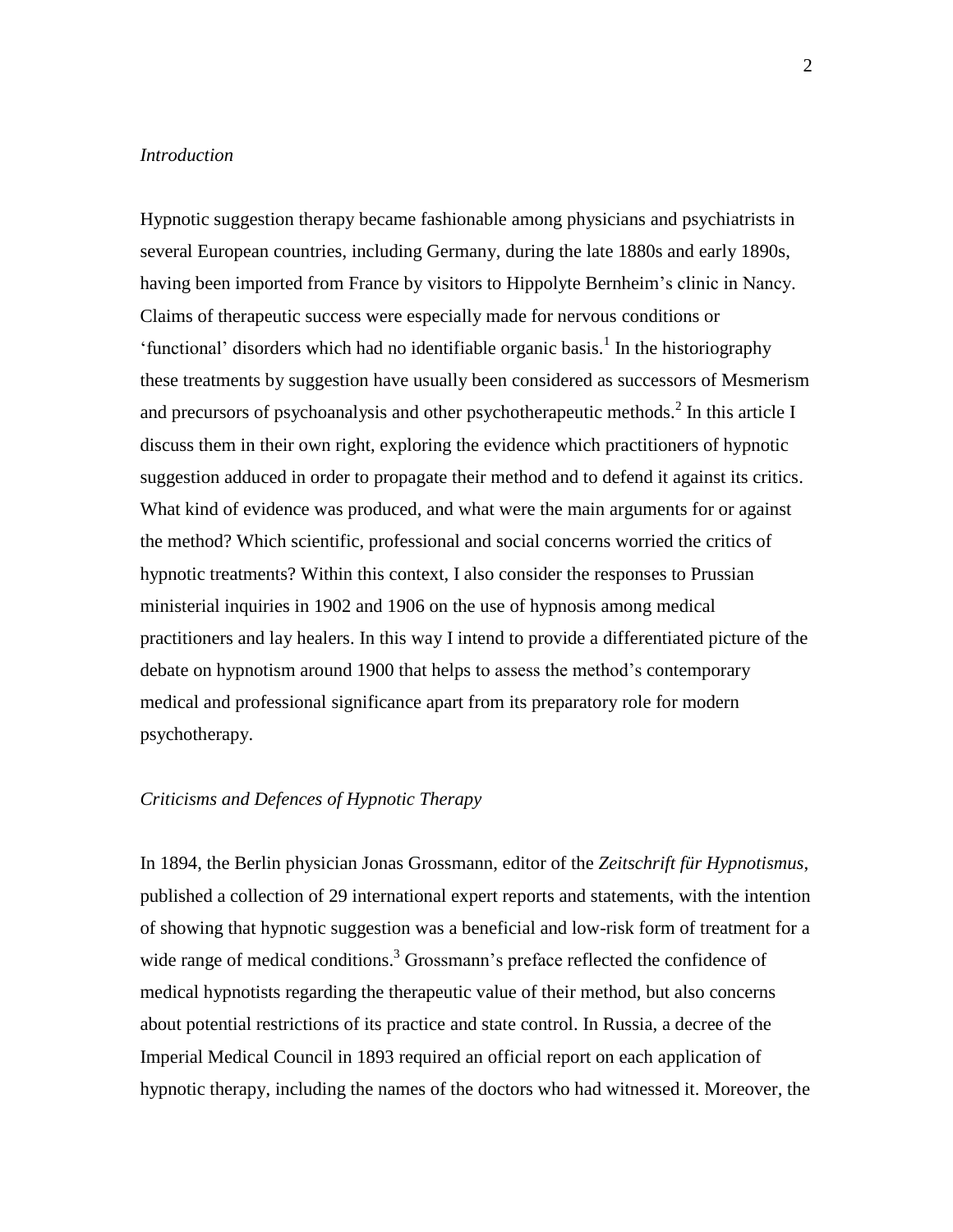*Introduction*

Hypnotic suggestion therapy became fashionable among physicians and psychiatrists in several European countries, including Germany, during the late 1880s and early 1890s, having been imported from France by visitors to Hippolyte Bernheim's clinic in Nancy. Claims of therapeutic success were especially made for nervous conditions or 'functional' disorders which had no identifiable organic basis.[1] In the historiography these treatments by suggestion have usually been considered as successors of Mesmerism and precursors of psychoanalysis and other psychotherapeutic methods.[2] In this article I discuss them in their own right, exploring the evidence which practitioners of hypnotic suggestion adduced in order to propagate their method and to defend it against its critics. What kind of evidence was produced, and what were the main arguments for or against the method? Which scientific, professional and social concerns worried the critics of hypnotic treatments? Within this context, I also consider the responses to Prussian ministerial inquiries in 1902 and 1906 on the use of hypnosis among medical practitioners and lay healers. In this way I intend to provide a differentiated picture of the debate on hypnotism around 1900 that helps to assess the method's contemporary medical and professional significance apart from its preparatory role for modern psychotherapy.

*Criticisms and Defences of Hypnotic Therapy*

In 1894, the Berlin physician Jonas Grossmann, editor of the *Zeitschrift für Hypnotismus*, published a collection of 29 international expert reports and statements, with the intention of showing that hypnotic suggestion was a beneficial and low-risk form of treatment for a wide range of medical conditions.[3] Grossmann's preface reflected the confidence of medical hypnotists regarding the therapeutic value of their method, but also concerns about potential restrictions of its practice and state control. In Russia, a decree of the Imperial Medical Council in 1893 required an official report on each application of hypnotic therapy, including the names of the doctors who had witnessed it. Moreover, the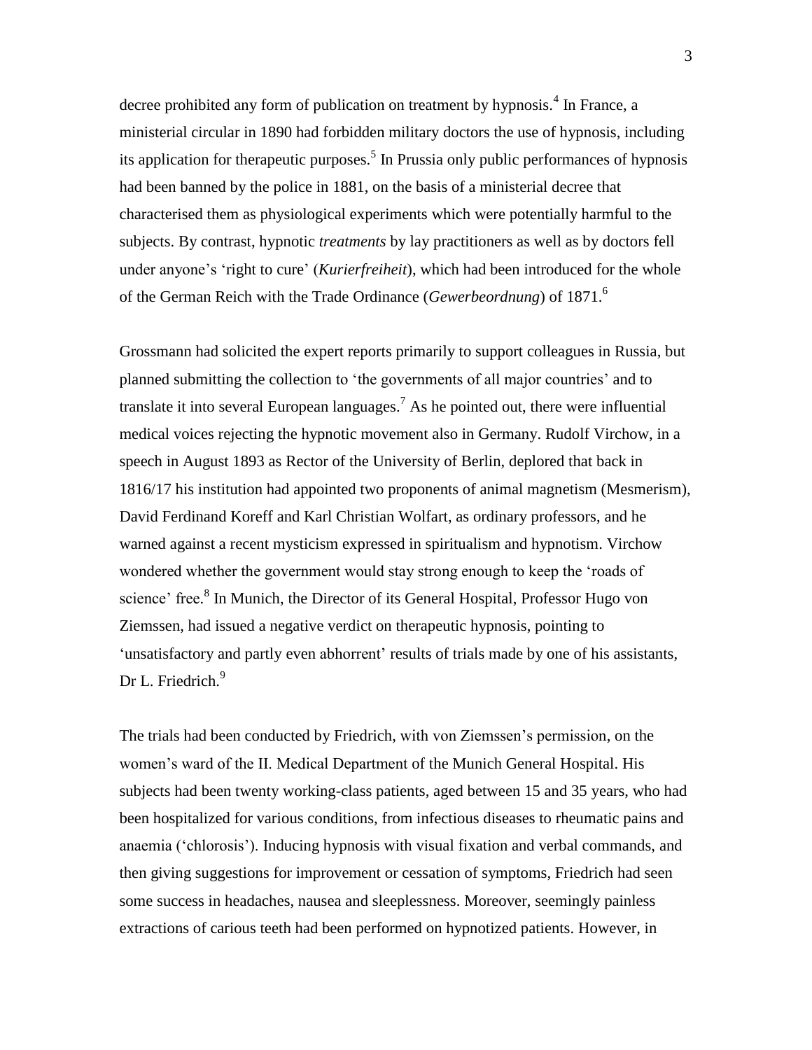decree prohibited any form of publication on treatment by hypnosis.[4] In France, a ministerial circular in 1890 had forbidden military doctors the use of hypnosis, including its application for therapeutic purposes.[5] In Prussia only public performances of hypnosis had been banned by the police in 1881, on the basis of a ministerial decree that characterised them as physiological experiments which were potentially harmful to the subjects. By contrast, hypnotic *treatments* by lay practitioners as well as by doctors fell under anyone's 'right to cure' (*Kurierfreiheit*), which had been introduced for the whole of the German Reich with the Trade Ordinance (*Gewerbeordnung*) of 1871.[6]

Grossmann had solicited the expert reports primarily to support colleagues in Russia, but planned submitting the collection to 'the governments of all major countries' and to translate it into several European languages.[7] As he pointed out, there were influential medical voices rejecting the hypnotic movement also in Germany. Rudolf Virchow, in a speech in August 1893 as Rector of the University of Berlin, deplored that back in 1816/17 his institution had appointed two proponents of animal magnetism (Mesmerism), David Ferdinand Koreff and Karl Christian Wolfart, as ordinary professors, and he warned against a recent mysticism expressed in spiritualism and hypnotism. Virchow wondered whether the government would stay strong enough to keep the 'roads of science' free.[8] In Munich, the Director of its General Hospital, Professor Hugo von Ziemssen, had issued a negative verdict on therapeutic hypnosis, pointing to 'unsatisfactory and partly even abhorrent' results of trials made by one of his assistants, Dr L. Friedrich.[9]

The trials had been conducted by Friedrich, with von Ziemssen's permission, on the women's ward of the II. Medical Department of the Munich General Hospital. His subjects had been twenty working-class patients, aged between 15 and 35 years, who had been hospitalized for various conditions, from infectious diseases to rheumatic pains and anaemia ('chlorosis'). Inducing hypnosis with visual fixation and verbal commands, and then giving suggestions for improvement or cessation of symptoms, Friedrich had seen some success in headaches, nausea and sleeplessness. Moreover, seemingly painless extractions of carious teeth had been performed on hypnotized patients. However, in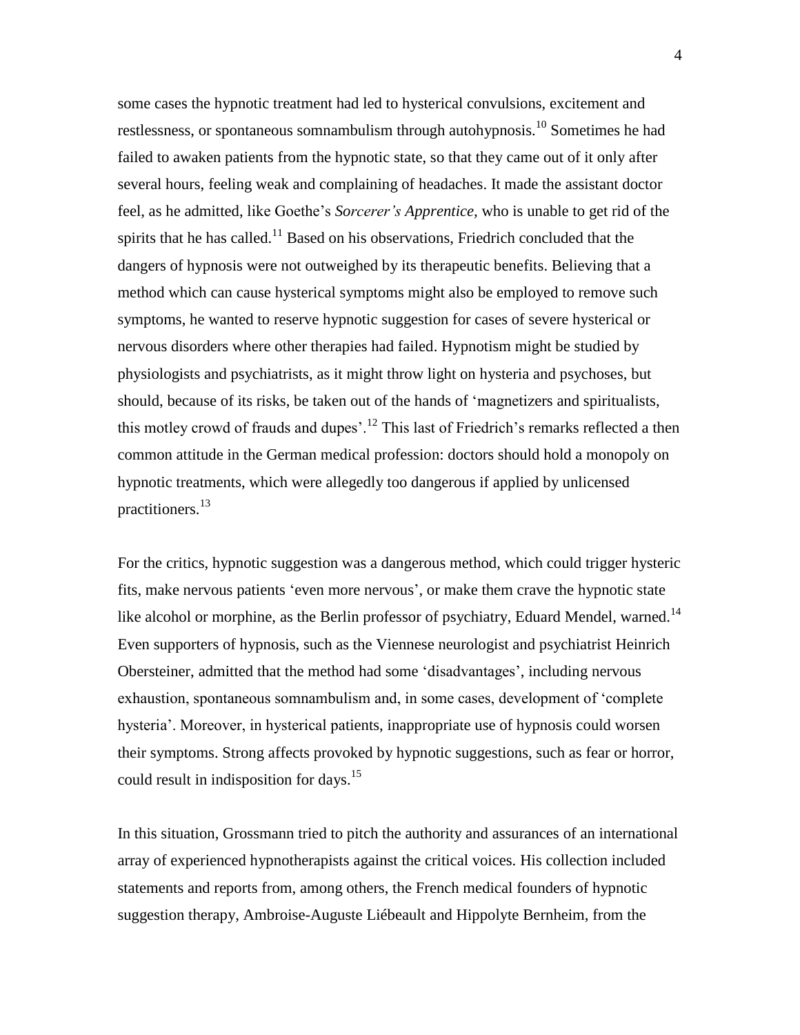some cases the hypnotic treatment had led to hysterical convulsions, excitement and restlessness, or spontaneous somnambulism through autohypnosis.[10] Sometimes he had failed to awaken patients from the hypnotic state, so that they came out of it only after several hours, feeling weak and complaining of headaches. It made the assistant doctor feel, as he admitted, like Goethe's *Sorcerer's Apprentice,* who is unable to get rid of the spirits that he has called.[11] Based on his observations, Friedrich concluded that the dangers of hypnosis were not outweighed by its therapeutic benefits. Believing that a method which can cause hysterical symptoms might also be employed to remove such symptoms, he wanted to reserve hypnotic suggestion for cases of severe hysterical or nervous disorders where other therapies had failed. Hypnotism might be studied by physiologists and psychiatrists, as it might throw light on hysteria and psychoses, but should, because of its risks, be taken out of the hands of 'magnetizers and spiritualists, this motley crowd of frauds and dupes'.[12] This last of Friedrich's remarks reflected a then common attitude in the German medical profession: doctors should hold a monopoly on hypnotic treatments, which were allegedly too dangerous if applied by unlicensed practitioners.[13]

For the critics, hypnotic suggestion was a dangerous method, which could trigger hysteric fits, make nervous patients 'even more nervous', or make them crave the hypnotic state like alcohol or morphine, as the Berlin professor of psychiatry, Eduard Mendel, warned.[14] Even supporters of hypnosis, such as the Viennese neurologist and psychiatrist Heinrich Obersteiner, admitted that the method had some 'disadvantages', including nervous exhaustion, spontaneous somnambulism and, in some cases, development of 'complete hysteria'. Moreover, in hysterical patients, inappropriate use of hypnosis could worsen their symptoms. Strong affects provoked by hypnotic suggestions, such as fear or horror, could result in indisposition for days.[15]

In this situation, Grossmann tried to pitch the authority and assurances of an international array of experienced hypnotherapists against the critical voices. His collection included statements and reports from, among others, the French medical founders of hypnotic suggestion therapy, Ambroise-Auguste Liébeault and Hippolyte Bernheim, from the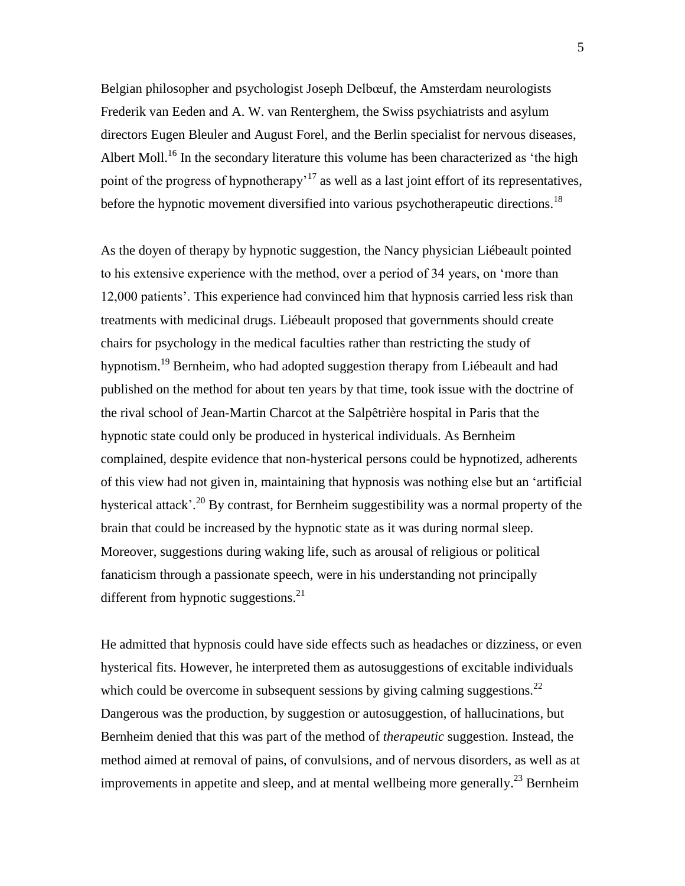Belgian philosopher and psychologist Joseph Delbœuf, the Amsterdam neurologists Frederik van Eeden and A. W. van Renterghem, the Swiss psychiatrists and asylum directors Eugen Bleuler and August Forel, and the Berlin specialist for nervous diseases, Albert Moll.[16] In the secondary literature this volume has been characterized as 'the high point of the progress of hypnotherapy'[17] as well as a last joint effort of its representatives, before the hypnotic movement diversified into various psychotherapeutic directions.[18]

As the doyen of therapy by hypnotic suggestion, the Nancy physician Liébeault pointed to his extensive experience with the method, over a period of 34 years, on 'more than 12,000 patients'. This experience had convinced him that hypnosis carried less risk than treatments with medicinal drugs. Liébeault proposed that governments should create chairs for psychology in the medical faculties rather than restricting the study of hypnotism.[19] Bernheim, who had adopted suggestion therapy from Liébeault and had published on the method for about ten years by that time, took issue with the doctrine of the rival school of Jean-Martin Charcot at the Salpêtrière hospital in Paris that the hypnotic state could only be produced in hysterical individuals. As Bernheim complained, despite evidence that non-hysterical persons could be hypnotized, adherents of this view had not given in, maintaining that hypnosis was nothing else but an 'artificial hysterical attack'.[20] By contrast, for Bernheim suggestibility was a normal property of the brain that could be increased by the hypnotic state as it was during normal sleep. Moreover, suggestions during waking life, such as arousal of religious or political fanaticism through a passionate speech, were in his understanding not principally different from hypnotic suggestions.[21]

He admitted that hypnosis could have side effects such as headaches or dizziness, or even hysterical fits. However, he interpreted them as autosuggestions of excitable individuals which could be overcome in subsequent sessions by giving calming suggestions.[22] Dangerous was the production, by suggestion or autosuggestion, of hallucinations, but Bernheim denied that this was part of the method of *therapeutic* suggestion. Instead, the method aimed at removal of pains, of convulsions, and of nervous disorders, as well as at improvements in appetite and sleep, and at mental wellbeing more generally.[23] Bernheim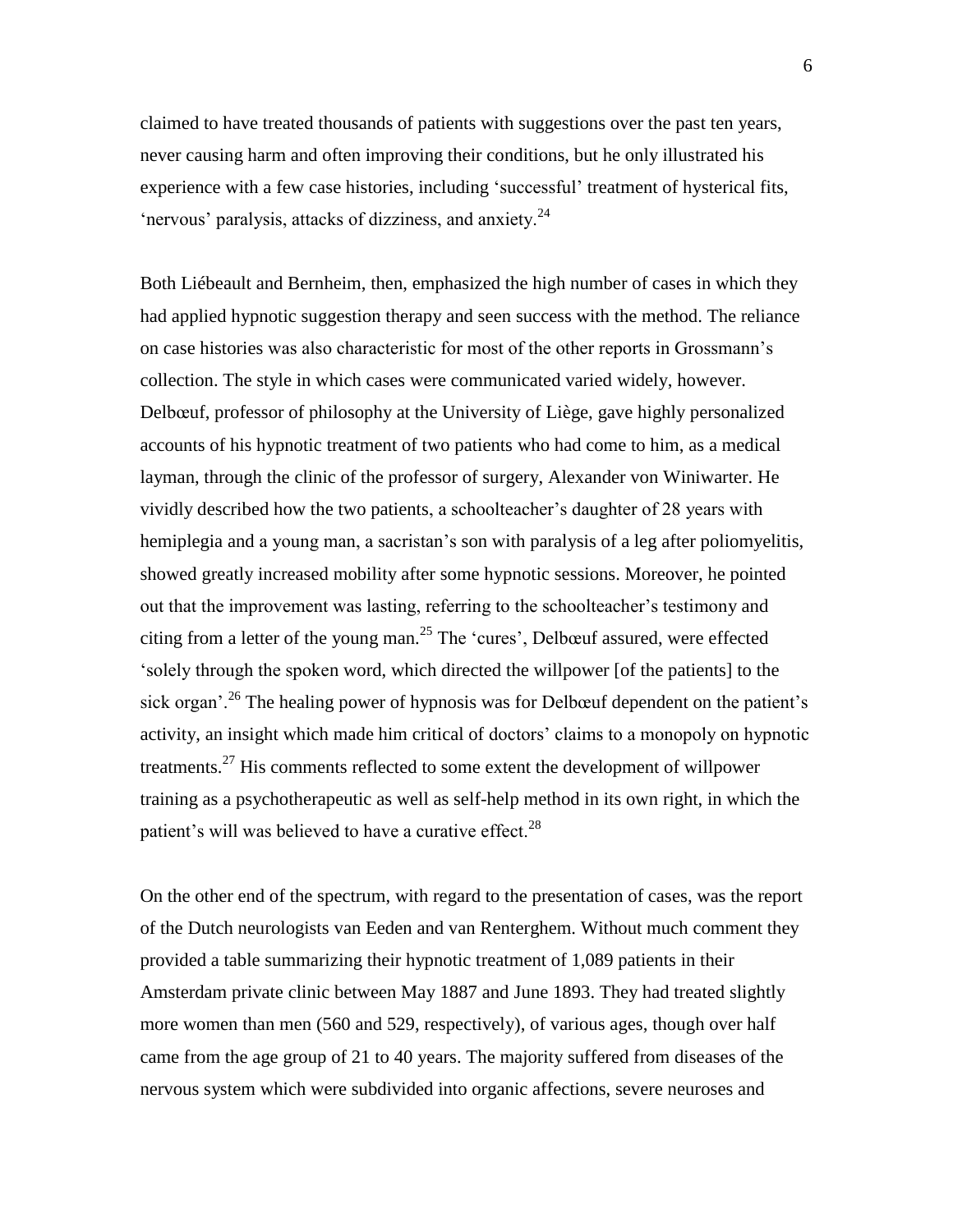claimed to have treated thousands of patients with suggestions over the past ten years, never causing harm and often improving their conditions, but he only illustrated his experience with a few case histories, including 'successful' treatment of hysterical fits, 'nervous' paralysis, attacks of dizziness, and anxiety.[24]

Both Liébeault and Bernheim, then, emphasized the high number of cases in which they had applied hypnotic suggestion therapy and seen success with the method. The reliance on case histories was also characteristic for most of the other reports in Grossmann's collection. The style in which cases were communicated varied widely, however. Delbœuf, professor of philosophy at the University of Liège, gave highly personalized accounts of his hypnotic treatment of two patients who had come to him, as a medical layman, through the clinic of the professor of surgery, Alexander von Winiwarter. He vividly described how the two patients, a schoolteacher's daughter of 28 years with hemiplegia and a young man, a sacristan's son with paralysis of a leg after poliomyelitis, showed greatly increased mobility after some hypnotic sessions. Moreover, he pointed out that the improvement was lasting, referring to the schoolteacher's testimony and citing from a letter of the young man.[25] The 'cures', Delbœuf assured, were effected 'solely through the spoken word, which directed the willpower [of the patients] to the sick organ'.[26] The healing power of hypnosis was for Delbœuf dependent on the patient's activity, an insight which made him critical of doctors' claims to a monopoly on hypnotic treatments.[27] His comments reflected to some extent the development of willpower training as a psychotherapeutic as well as self-help method in its own right, in which the patient's will was believed to have a curative effect.[28]

On the other end of the spectrum, with regard to the presentation of cases, was the report of the Dutch neurologists van Eeden and van Renterghem. Without much comment they provided a table summarizing their hypnotic treatment of 1,089 patients in their Amsterdam private clinic between May 1887 and June 1893. They had treated slightly more women than men (560 and 529, respectively), of various ages, though over half came from the age group of 21 to 40 years. The majority suffered from diseases of the nervous system which were subdivided into organic affections, severe neuroses and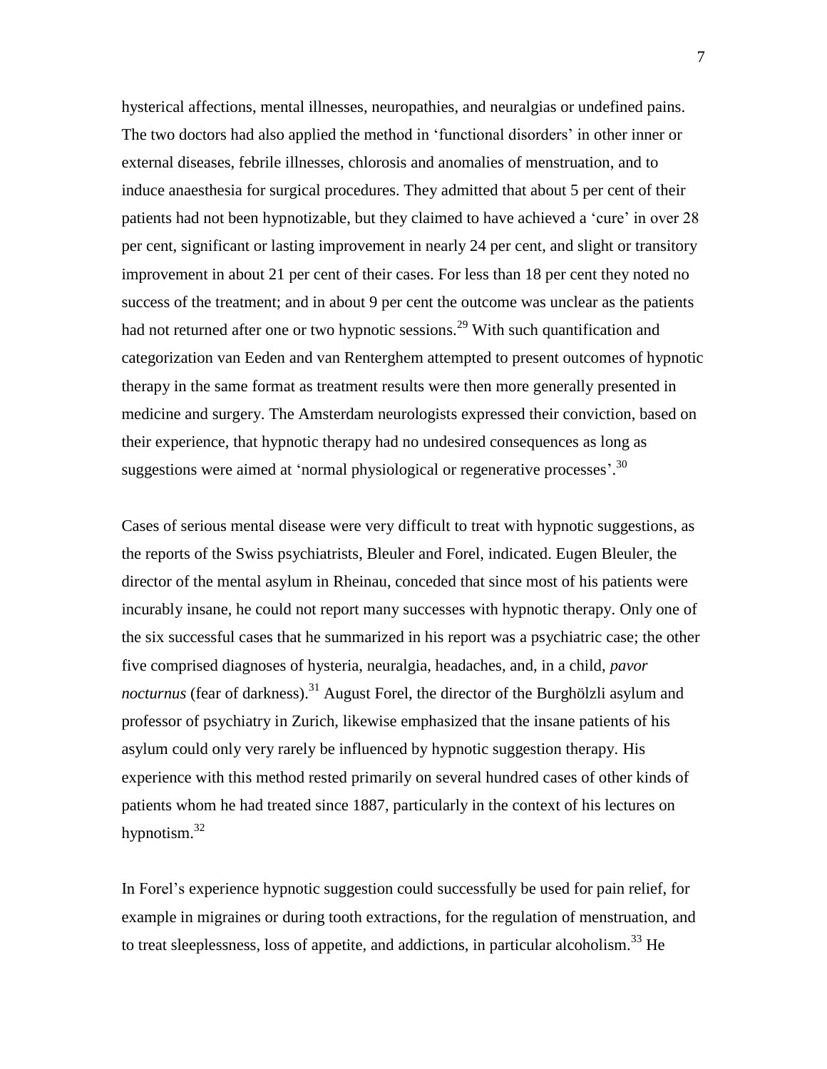hysterical affections, mental illnesses, neuropathies, and neuralgias or undefined pains. The two doctors had also applied the method in 'functional disorders' in other inner or external diseases, febrile illnesses, chlorosis and anomalies of menstruation, and to induce anaesthesia for surgical procedures. They admitted that about 5 per cent of their patients had not been hypnotizable, but they claimed to have achieved a 'cure' in over 28 per cent, significant or lasting improvement in nearly 24 per cent, and slight or transitory improvement in about 21 per cent of their cases. For less than 18 per cent they noted no success of the treatment; and in about 9 per cent the outcome was unclear as the patients had not returned after one or two hypnotic sessions.[29] With such quantification and categorization van Eeden and van Renterghem attempted to present outcomes of hypnotic therapy in the same format as treatment results were then more generally presented in medicine and surgery. The Amsterdam neurologists expressed their conviction, based on their experience, that hypnotic therapy had no undesired consequences as long as suggestions were aimed at 'normal physiological or regenerative processes'.[30]

Cases of serious mental disease were very difficult to treat with hypnotic suggestions, as the reports of the Swiss psychiatrists, Bleuler and Forel, indicated. Eugen Bleuler, the director of the mental asylum in Rheinau, conceded that since most of his patients were incurably insane, he could not report many successes with hypnotic therapy. Only one of the six successful cases that he summarized in his report was a psychiatric case; the other five comprised diagnoses of hysteria, neuralgia, headaches, and, in a child, *pavor nocturnus* (fear of darkness).[31] August Forel, the director of the Burghölzli asylum and professor of psychiatry in Zurich, likewise emphasized that the insane patients of his asylum could only very rarely be influenced by hypnotic suggestion therapy. His experience with this method rested primarily on several hundred cases of other kinds of patients whom he had treated since 1887, particularly in the context of his lectures on hypnotism.[32]

In Forel's experience hypnotic suggestion could successfully be used for pain relief, for example in migraines or during tooth extractions, for the regulation of menstruation, and to treat sleeplessness, loss of appetite, and addictions, in particular alcoholism.[33] He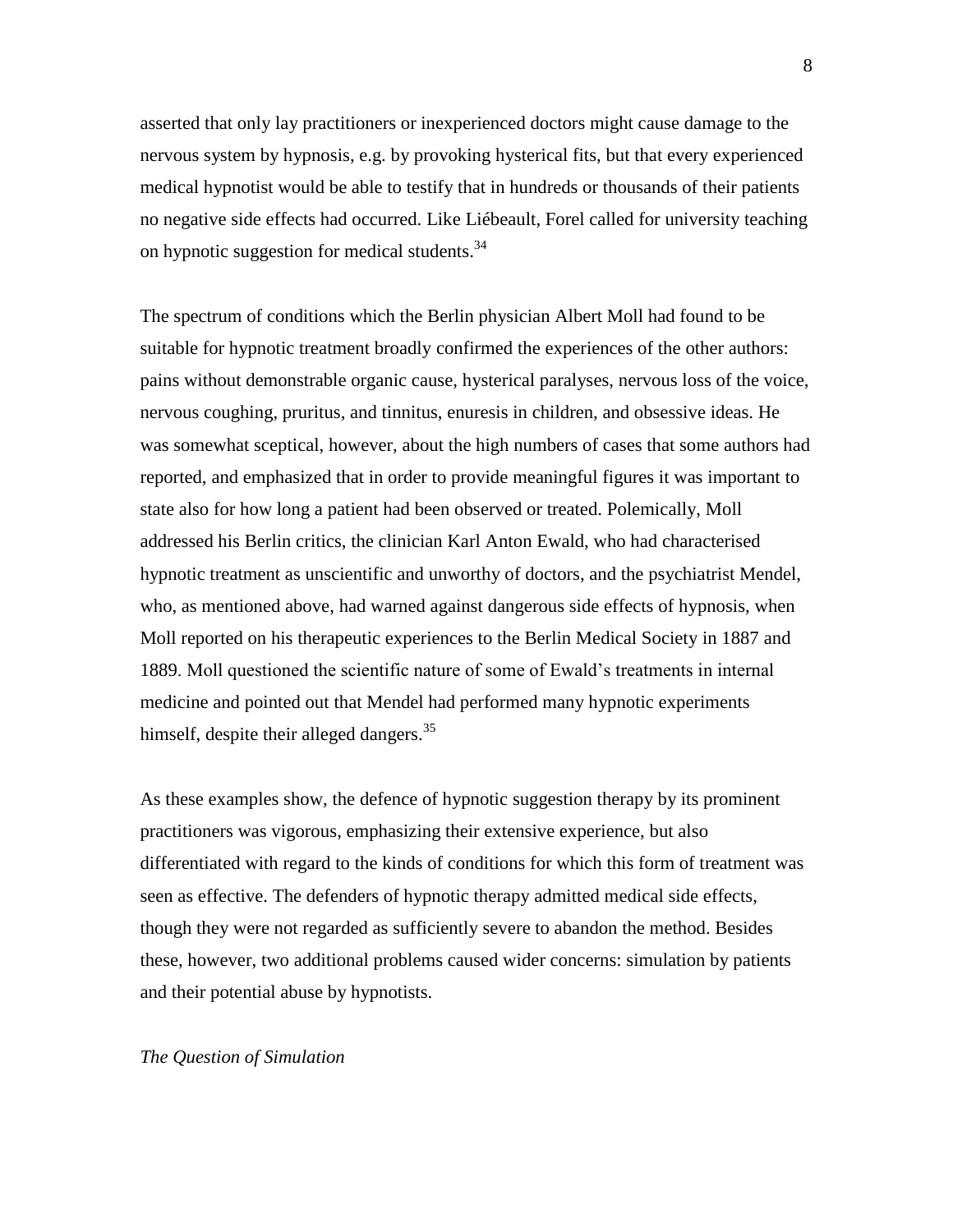asserted that only lay practitioners or inexperienced doctors might cause damage to the nervous system by hypnosis, e.g. by provoking hysterical fits, but that every experienced medical hypnotist would be able to testify that in hundreds or thousands of their patients no negative side effects had occurred. Like Liébeault, Forel called for university teaching on hypnotic suggestion for medical students.[34]

The spectrum of conditions which the Berlin physician Albert Moll had found to be suitable for hypnotic treatment broadly confirmed the experiences of the other authors: pains without demonstrable organic cause, hysterical paralyses, nervous loss of the voice, nervous coughing, pruritus, and tinnitus, enuresis in children, and obsessive ideas. He was somewhat sceptical, however, about the high numbers of cases that some authors had reported, and emphasized that in order to provide meaningful figures it was important to state also for how long a patient had been observed or treated. Polemically, Moll addressed his Berlin critics, the clinician Karl Anton Ewald, who had characterised hypnotic treatment as unscientific and unworthy of doctors, and the psychiatrist Mendel, who, as mentioned above, had warned against dangerous side effects of hypnosis, when Moll reported on his therapeutic experiences to the Berlin Medical Society in 1887 and 1889. Moll questioned the scientific nature of some of Ewald's treatments in internal medicine and pointed out that Mendel had performed many hypnotic experiments himself, despite their alleged dangers.[35]

As these examples show, the defence of hypnotic suggestion therapy by its prominent practitioners was vigorous, emphasizing their extensive experience, but also differentiated with regard to the kinds of conditions for which this form of treatment was seen as effective. The defenders of hypnotic therapy admitted medical side effects, though they were not regarded as sufficiently severe to abandon the method. Besides these, however, two additional problems caused wider concerns: simulation by patients and their potential abuse by hypnotists.

*The Question of Simulation*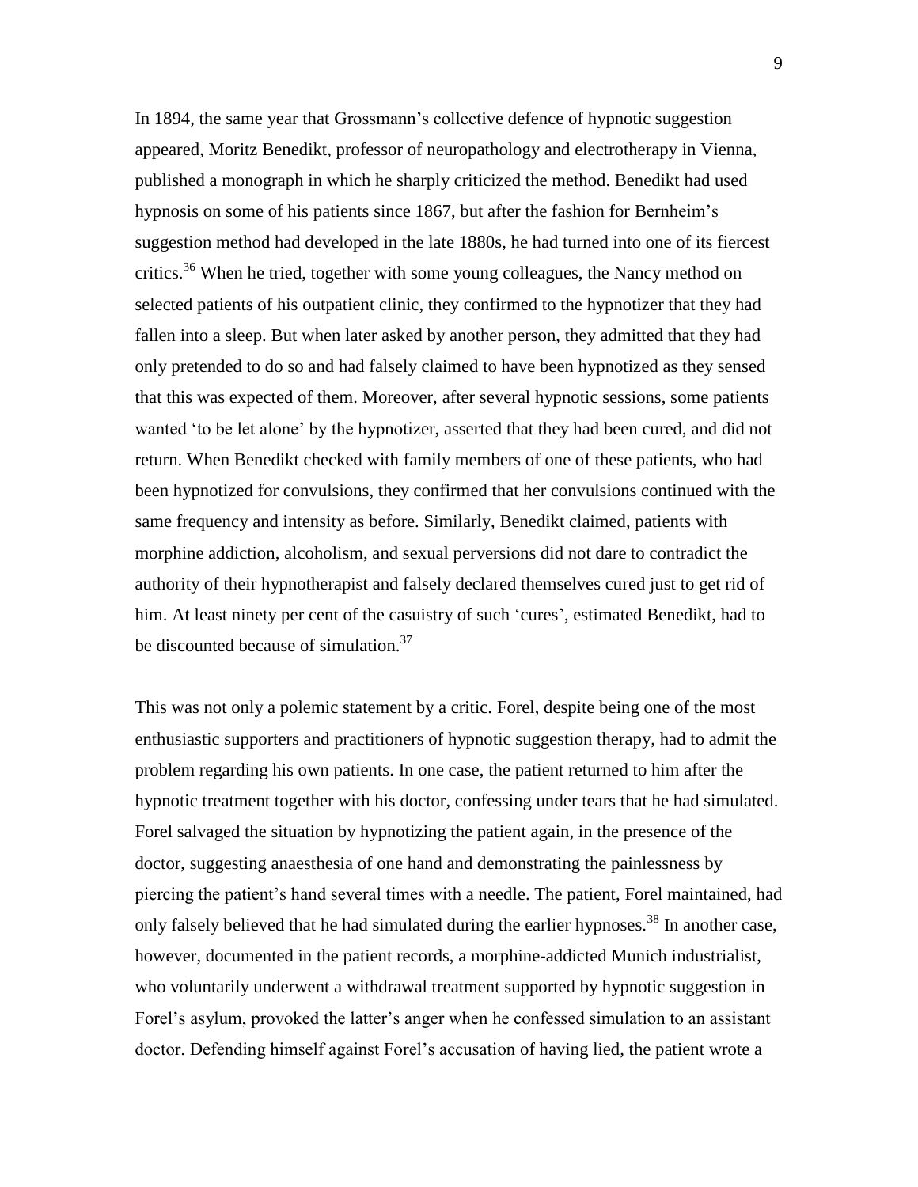In 1894, the same year that Grossmann's collective defence of hypnotic suggestion appeared, Moritz Benedikt, professor of neuropathology and electrotherapy in Vienna, published a monograph in which he sharply criticized the method. Benedikt had used hypnosis on some of his patients since 1867, but after the fashion for Bernheim's suggestion method had developed in the late 1880s, he had turned into one of its fiercest critics.[36] When he tried, together with some young colleagues, the Nancy method on selected patients of his outpatient clinic, they confirmed to the hypnotizer that they had fallen into a sleep. But when later asked by another person, they admitted that they had only pretended to do so and had falsely claimed to have been hypnotized as they sensed that this was expected of them. Moreover, after several hypnotic sessions, some patients wanted 'to be let alone' by the hypnotizer, asserted that they had been cured, and did not return. When Benedikt checked with family members of one of these patients, who had been hypnotized for convulsions, they confirmed that her convulsions continued with the same frequency and intensity as before. Similarly, Benedikt claimed, patients with morphine addiction, alcoholism, and sexual perversions did not dare to contradict the authority of their hypnotherapist and falsely declared themselves cured just to get rid of him. At least ninety per cent of the casuistry of such 'cures', estimated Benedikt, had to be discounted because of simulation.[37]

This was not only a polemic statement by a critic. Forel, despite being one of the most enthusiastic supporters and practitioners of hypnotic suggestion therapy, had to admit the problem regarding his own patients. In one case, the patient returned to him after the hypnotic treatment together with his doctor, confessing under tears that he had simulated. Forel salvaged the situation by hypnotizing the patient again, in the presence of the doctor, suggesting anaesthesia of one hand and demonstrating the painlessness by piercing the patient's hand several times with a needle. The patient, Forel maintained, had only falsely believed that he had simulated during the earlier hypnoses.[38] In another case, however, documented in the patient records, a morphine-addicted Munich industrialist, who voluntarily underwent a withdrawal treatment supported by hypnotic suggestion in Forel's asylum, provoked the latter's anger when he confessed simulation to an assistant doctor. Defending himself against Forel's accusation of having lied, the patient wrote a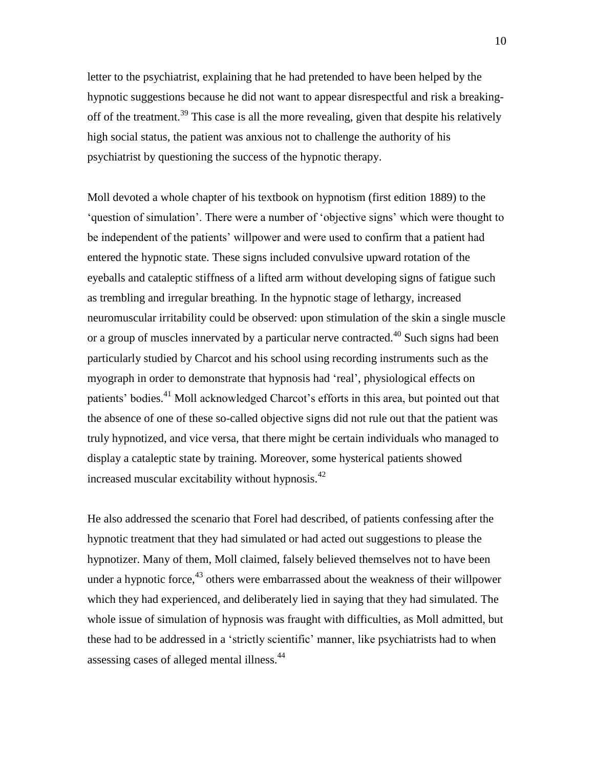letter to the psychiatrist, explaining that he had pretended to have been helped by the hypnotic suggestions because he did not want to appear disrespectful and risk a breaking-off of the treatment.[39] This case is all the more revealing, given that despite his relatively high social status, the patient was anxious not to challenge the authority of his psychiatrist by questioning the success of the hypnotic therapy.

Moll devoted a whole chapter of his textbook on hypnotism (first edition 1889) to the 'question of simulation'. There were a number of 'objective signs' which were thought to be independent of the patients' willpower and were used to confirm that a patient had entered the hypnotic state. These signs included convulsive upward rotation of the eyeballs and cataleptic stiffness of a lifted arm without developing signs of fatigue such as trembling and irregular breathing. In the hypnotic stage of lethargy, increased neuromuscular irritability could be observed: upon stimulation of the skin a single muscle or a group of muscles innervated by a particular nerve contracted.[40] Such signs had been particularly studied by Charcot and his school using recording instruments such as the myograph in order to demonstrate that hypnosis had 'real', physiological effects on patients' bodies.[41] Moll acknowledged Charcot's efforts in this area, but pointed out that the absence of one of these so-called objective signs did not rule out that the patient was truly hypnotized, and vice versa, that there might be certain individuals who managed to display a cataleptic state by training. Moreover, some hysterical patients showed increased muscular excitability without hypnosis.[42]

He also addressed the scenario that Forel had described, of patients confessing after the hypnotic treatment that they had simulated or had acted out suggestions to please the hypnotizer. Many of them, Moll claimed, falsely believed themselves not to have been under a hypnotic force,[43] others were embarrassed about the weakness of their willpower which they had experienced, and deliberately lied in saying that they had simulated. The whole issue of simulation of hypnosis was fraught with difficulties, as Moll admitted, but these had to be addressed in a 'strictly scientific' manner, like psychiatrists had to when assessing cases of alleged mental illness.[44]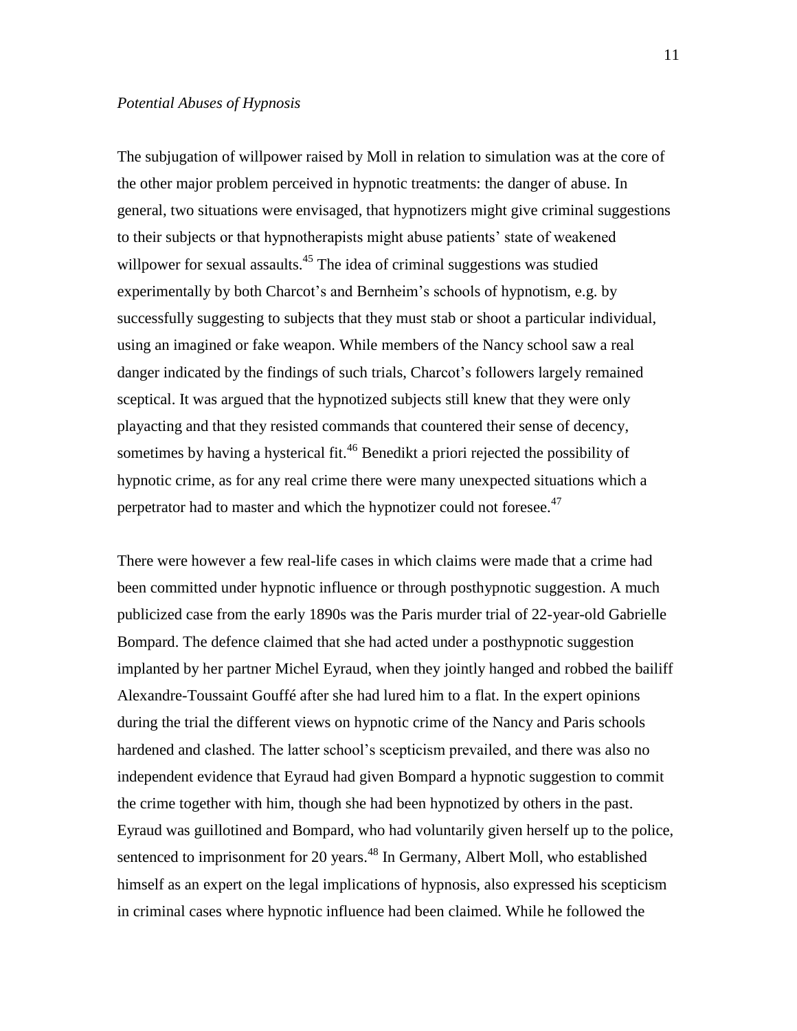### *Potential Abuses of Hypnosis*

The subjugation of willpower raised by Moll in relation to simulation was at the core of the other major problem perceived in hypnotic treatments: the danger of abuse. In general, two situations were envisaged, that hypnotizers might give criminal suggestions to their subjects or that hypnotherapists might abuse patients' state of weakened willpower for sexual assaults.[45] The idea of criminal suggestions was studied experimentally by both Charcot's and Bernheim's schools of hypnotism, e.g. by successfully suggesting to subjects that they must stab or shoot a particular individual, using an imagined or fake weapon. While members of the Nancy school saw a real danger indicated by the findings of such trials, Charcot's followers largely remained sceptical. It was argued that the hypnotized subjects still knew that they were only playacting and that they resisted commands that countered their sense of decency, sometimes by having a hysterical fit.[46] Benedikt a priori rejected the possibility of hypnotic crime, as for any real crime there were many unexpected situations which a perpetrator had to master and which the hypnotizer could not foresee.[47]

There were however a few real-life cases in which claims were made that a crime had been committed under hypnotic influence or through posthypnotic suggestion. A much publicized case from the early 1890s was the Paris murder trial of 22-year-old Gabrielle Bompard. The defence claimed that she had acted under a posthypnotic suggestion implanted by her partner Michel Eyraud, when they jointly hanged and robbed the bailiff Alexandre-Toussaint Gouffé after she had lured him to a flat. In the expert opinions during the trial the different views on hypnotic crime of the Nancy and Paris schools hardened and clashed. The latter school's scepticism prevailed, and there was also no independent evidence that Eyraud had given Bompard a hypnotic suggestion to commit the crime together with him, though she had been hypnotized by others in the past. Eyraud was guillotined and Bompard, who had voluntarily given herself up to the police, sentenced to imprisonment for 20 years.[48] In Germany, Albert Moll, who established himself as an expert on the legal implications of hypnosis, also expressed his scepticism in criminal cases where hypnotic influence had been claimed. While he followed the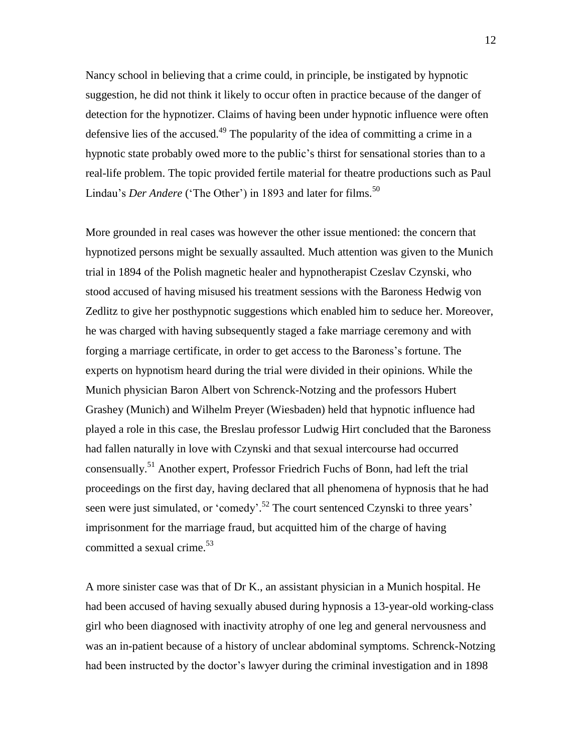Nancy school in believing that a crime could, in principle, be instigated by hypnotic suggestion, he did not think it likely to occur often in practice because of the danger of detection for the hypnotizer. Claims of having been under hypnotic influence were often defensive lies of the accused.[49] The popularity of the idea of committing a crime in a hypnotic state probably owed more to the public's thirst for sensational stories than to a real-life problem. The topic provided fertile material for theatre productions such as Paul Lindau's *Der Andere* ('The Other') in 1893 and later for films.[50]

More grounded in real cases was however the other issue mentioned: the concern that hypnotized persons might be sexually assaulted. Much attention was given to the Munich trial in 1894 of the Polish magnetic healer and hypnotherapist Czeslav Czynski, who stood accused of having misused his treatment sessions with the Baroness Hedwig von Zedlitz to give her posthypnotic suggestions which enabled him to seduce her. Moreover, he was charged with having subsequently staged a fake marriage ceremony and with forging a marriage certificate, in order to get access to the Baroness's fortune. The experts on hypnotism heard during the trial were divided in their opinions. While the Munich physician Baron Albert von Schrenck-Notzing and the professors Hubert Grashey (Munich) and Wilhelm Preyer (Wiesbaden) held that hypnotic influence had played a role in this case, the Breslau professor Ludwig Hirt concluded that the Baroness had fallen naturally in love with Czynski and that sexual intercourse had occurred consensually.[51] Another expert, Professor Friedrich Fuchs of Bonn, had left the trial proceedings on the first day, having declared that all phenomena of hypnosis that he had seen were just simulated, or 'comedy'.[52] The court sentenced Czynski to three years' imprisonment for the marriage fraud, but acquitted him of the charge of having committed a sexual crime.[53]

A more sinister case was that of Dr K., an assistant physician in a Munich hospital. He had been accused of having sexually abused during hypnosis a 13-year-old working-class girl who been diagnosed with inactivity atrophy of one leg and general nervousness and was an in-patient because of a history of unclear abdominal symptoms. Schrenck-Notzing had been instructed by the doctor's lawyer during the criminal investigation and in 1898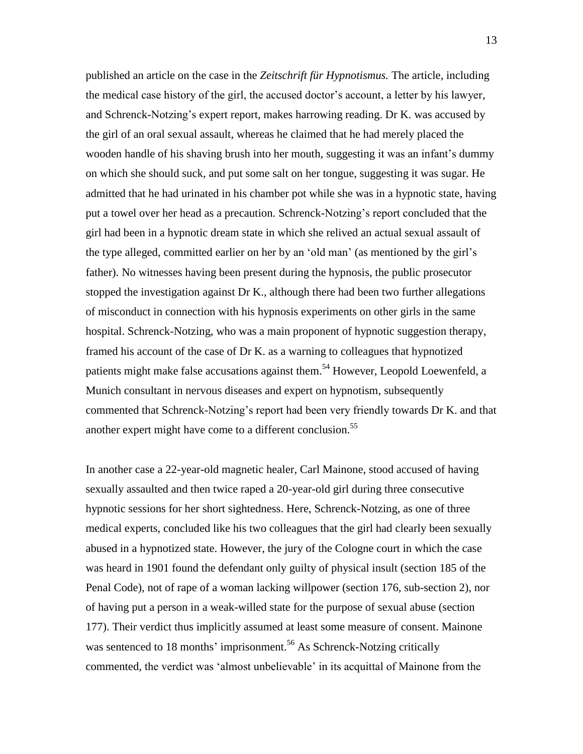published an article on the case in the *Zeitschrift für Hypnotismus.* The article, including the medical case history of the girl, the accused doctor's account, a letter by his lawyer, and Schrenck-Notzing's expert report, makes harrowing reading. Dr K. was accused by the girl of an oral sexual assault, whereas he claimed that he had merely placed the wooden handle of his shaving brush into her mouth, suggesting it was an infant's dummy on which she should suck, and put some salt on her tongue, suggesting it was sugar. He admitted that he had urinated in his chamber pot while she was in a hypnotic state, having put a towel over her head as a precaution. Schrenck-Notzing's report concluded that the girl had been in a hypnotic dream state in which she relived an actual sexual assault of the type alleged, committed earlier on her by an 'old man' (as mentioned by the girl's father). No witnesses having been present during the hypnosis, the public prosecutor stopped the investigation against Dr K., although there had been two further allegations of misconduct in connection with his hypnosis experiments on other girls in the same hospital. Schrenck-Notzing, who was a main proponent of hypnotic suggestion therapy, framed his account of the case of Dr K. as a warning to colleagues that hypnotized patients might make false accusations against them.[54] However, Leopold Loewenfeld, a Munich consultant in nervous diseases and expert on hypnotism, subsequently commented that Schrenck-Notzing's report had been very friendly towards Dr K. and that another expert might have come to a different conclusion.[55]

In another case a 22-year-old magnetic healer, Carl Mainone, stood accused of having sexually assaulted and then twice raped a 20-year-old girl during three consecutive hypnotic sessions for her short sightedness. Here, Schrenck-Notzing, as one of three medical experts, concluded like his two colleagues that the girl had clearly been sexually abused in a hypnotized state. However, the jury of the Cologne court in which the case was heard in 1901 found the defendant only guilty of physical insult (section 185 of the Penal Code), not of rape of a woman lacking willpower (section 176, sub-section 2), nor of having put a person in a weak-willed state for the purpose of sexual abuse (section 177). Their verdict thus implicitly assumed at least some measure of consent. Mainone was sentenced to 18 months' imprisonment.[56] As Schrenck-Notzing critically commented, the verdict was 'almost unbelievable' in its acquittal of Mainone from the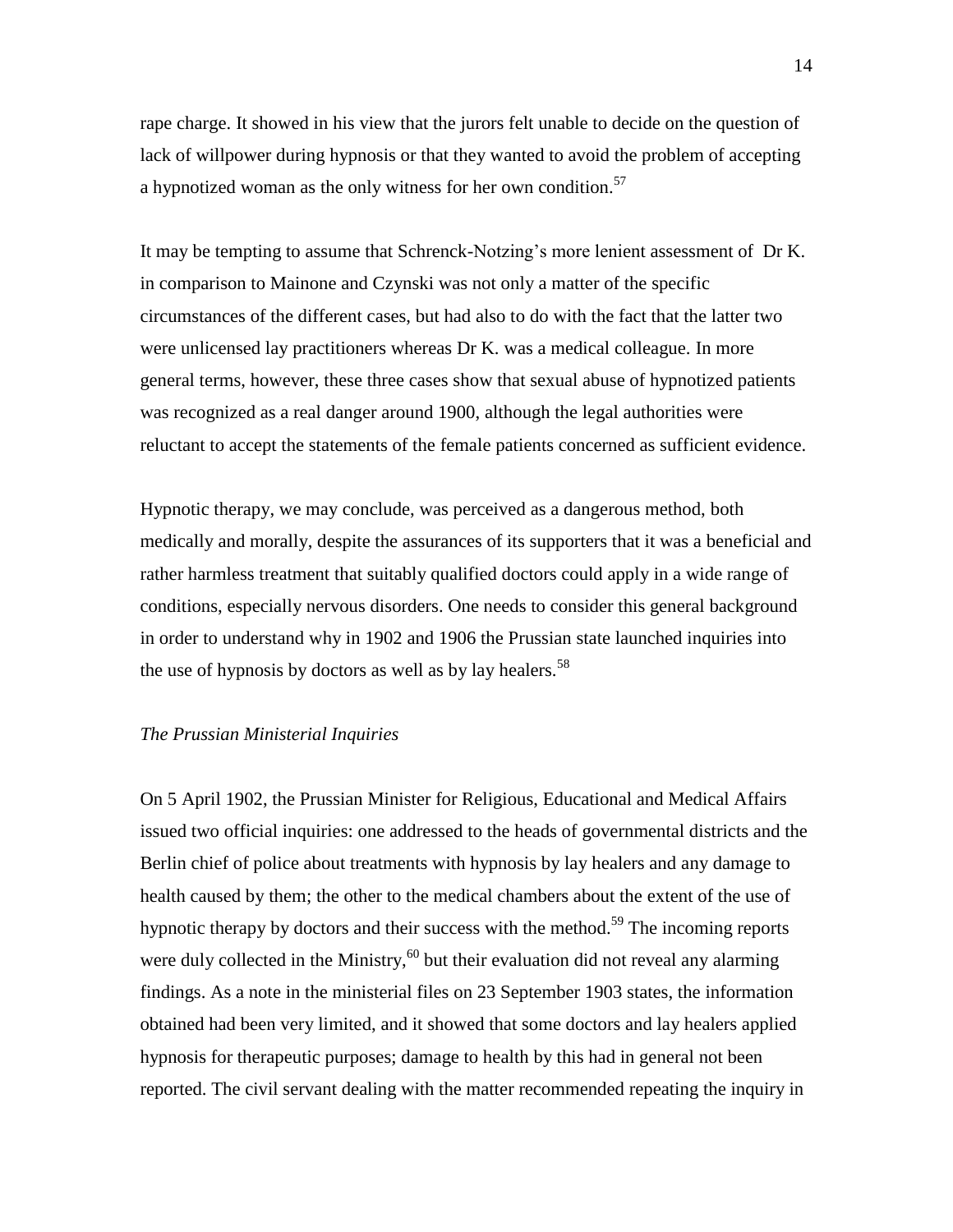rape charge. It showed in his view that the jurors felt unable to decide on the question of lack of willpower during hypnosis or that they wanted to avoid the problem of accepting a hypnotized woman as the only witness for her own condition.[57]

It may be tempting to assume that Schrenck-Notzing's more lenient assessment of Dr K. in comparison to Mainone and Czynski was not only a matter of the specific circumstances of the different cases, but had also to do with the fact that the latter two were unlicensed lay practitioners whereas Dr K. was a medical colleague. In more general terms, however, these three cases show that sexual abuse of hypnotized patients was recognized as a real danger around 1900, although the legal authorities were reluctant to accept the statements of the female patients concerned as sufficient evidence.

Hypnotic therapy, we may conclude, was perceived as a dangerous method, both medically and morally, despite the assurances of its supporters that it was a beneficial and rather harmless treatment that suitably qualified doctors could apply in a wide range of conditions, especially nervous disorders. One needs to consider this general background in order to understand why in 1902 and 1906 the Prussian state launched inquiries into the use of hypnosis by doctors as well as by lay healers.[58]

### *The Prussian Ministerial Inquiries*

On 5 April 1902, the Prussian Minister for Religious, Educational and Medical Affairs issued two official inquiries: one addressed to the heads of governmental districts and the Berlin chief of police about treatments with hypnosis by lay healers and any damage to health caused by them; the other to the medical chambers about the extent of the use of hypnotic therapy by doctors and their success with the method.[59] The incoming reports were duly collected in the Ministry,[60] but their evaluation did not reveal any alarming findings. As a note in the ministerial files on 23 September 1903 states, the information obtained had been very limited, and it showed that some doctors and lay healers applied hypnosis for therapeutic purposes; damage to health by this had in general not been reported. The civil servant dealing with the matter recommended repeating the inquiry in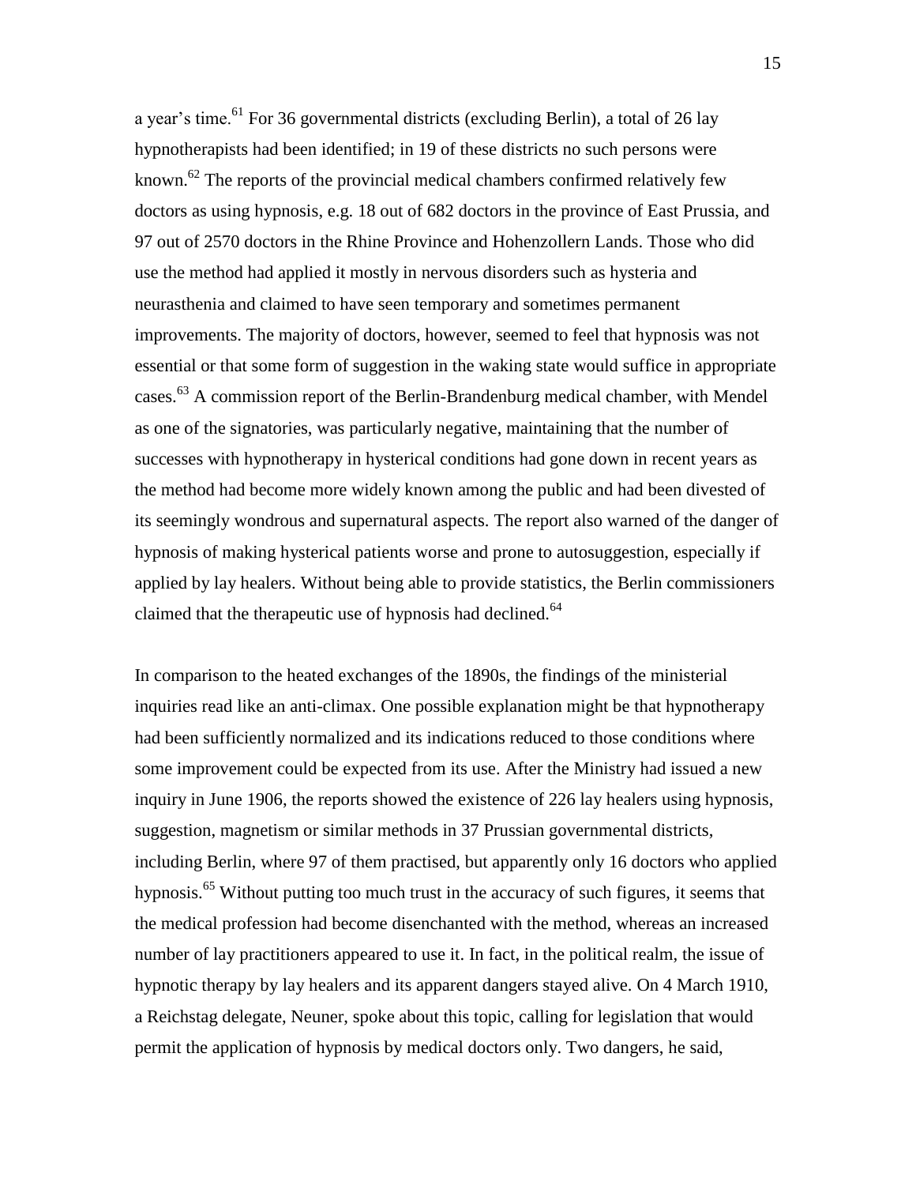a year's time.[61] For 36 governmental districts (excluding Berlin), a total of 26 lay hypnotherapists had been identified; in 19 of these districts no such persons were known.[62] The reports of the provincial medical chambers confirmed relatively few doctors as using hypnosis, e.g. 18 out of 682 doctors in the province of East Prussia, and 97 out of 2570 doctors in the Rhine Province and Hohenzollern Lands. Those who did use the method had applied it mostly in nervous disorders such as hysteria and neurasthenia and claimed to have seen temporary and sometimes permanent improvements. The majority of doctors, however, seemed to feel that hypnosis was not essential or that some form of suggestion in the waking state would suffice in appropriate cases.[63] A commission report of the Berlin-Brandenburg medical chamber, with Mendel as one of the signatories, was particularly negative, maintaining that the number of successes with hypnotherapy in hysterical conditions had gone down in recent years as the method had become more widely known among the public and had been divested of its seemingly wondrous and supernatural aspects. The report also warned of the danger of hypnosis of making hysterical patients worse and prone to autosuggestion, especially if applied by lay healers. Without being able to provide statistics, the Berlin commissioners claimed that the therapeutic use of hypnosis had declined.[64]

In comparison to the heated exchanges of the 1890s, the findings of the ministerial inquiries read like an anti-climax. One possible explanation might be that hypnotherapy had been sufficiently normalized and its indications reduced to those conditions where some improvement could be expected from its use. After the Ministry had issued a new inquiry in June 1906, the reports showed the existence of 226 lay healers using hypnosis, suggestion, magnetism or similar methods in 37 Prussian governmental districts, including Berlin, where 97 of them practised, but apparently only 16 doctors who applied hypnosis.[65] Without putting too much trust in the accuracy of such figures, it seems that the medical profession had become disenchanted with the method, whereas an increased number of lay practitioners appeared to use it. In fact, in the political realm, the issue of hypnotic therapy by lay healers and its apparent dangers stayed alive. On 4 March 1910, a Reichstag delegate, Neuner, spoke about this topic, calling for legislation that would permit the application of hypnosis by medical doctors only. Two dangers, he said,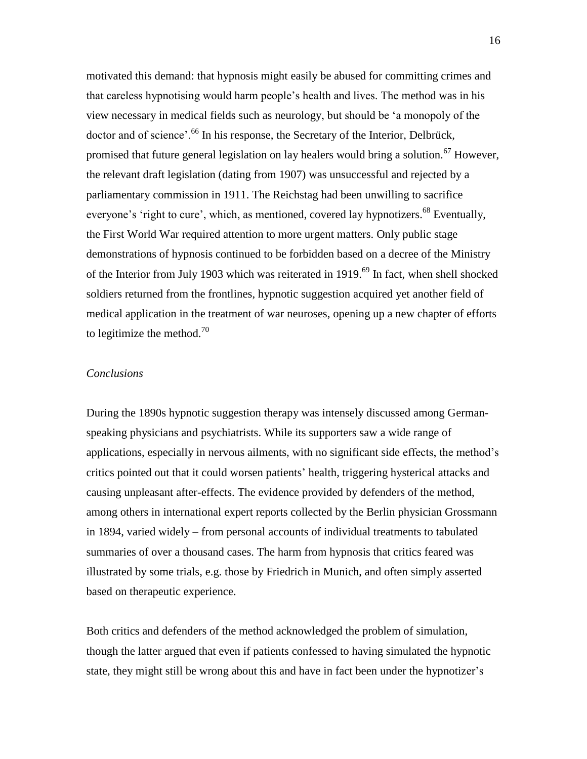motivated this demand: that hypnosis might easily be abused for committing crimes and that careless hypnotising would harm people's health and lives. The method was in his view necessary in medical fields such as neurology, but should be 'a monopoly of the doctor and of science'.[66] In his response, the Secretary of the Interior, Delbrück, promised that future general legislation on lay healers would bring a solution.[67] However, the relevant draft legislation (dating from 1907) was unsuccessful and rejected by a parliamentary commission in 1911. The Reichstag had been unwilling to sacrifice everyone's 'right to cure', which, as mentioned, covered lay hypnotizers.[68] Eventually, the First World War required attention to more urgent matters. Only public stage demonstrations of hypnosis continued to be forbidden based on a decree of the Ministry of the Interior from July 1903 which was reiterated in 1919.[69] In fact, when shell shocked soldiers returned from the frontlines, hypnotic suggestion acquired yet another field of medical application in the treatment of war neuroses, opening up a new chapter of efforts to legitimize the method.[70]

## *Conclusions*

During the 1890s hypnotic suggestion therapy was intensely discussed among German-speaking physicians and psychiatrists. While its supporters saw a wide range of applications, especially in nervous ailments, with no significant side effects, the method's critics pointed out that it could worsen patients' health, triggering hysterical attacks and causing unpleasant after-effects. The evidence provided by defenders of the method, among others in international expert reports collected by the Berlin physician Grossmann in 1894, varied widely – from personal accounts of individual treatments to tabulated summaries of over a thousand cases. The harm from hypnosis that critics feared was illustrated by some trials, e.g. those by Friedrich in Munich, and often simply asserted based on therapeutic experience.

Both critics and defenders of the method acknowledged the problem of simulation, though the latter argued that even if patients confessed to having simulated the hypnotic state, they might still be wrong about this and have in fact been under the hypnotizer's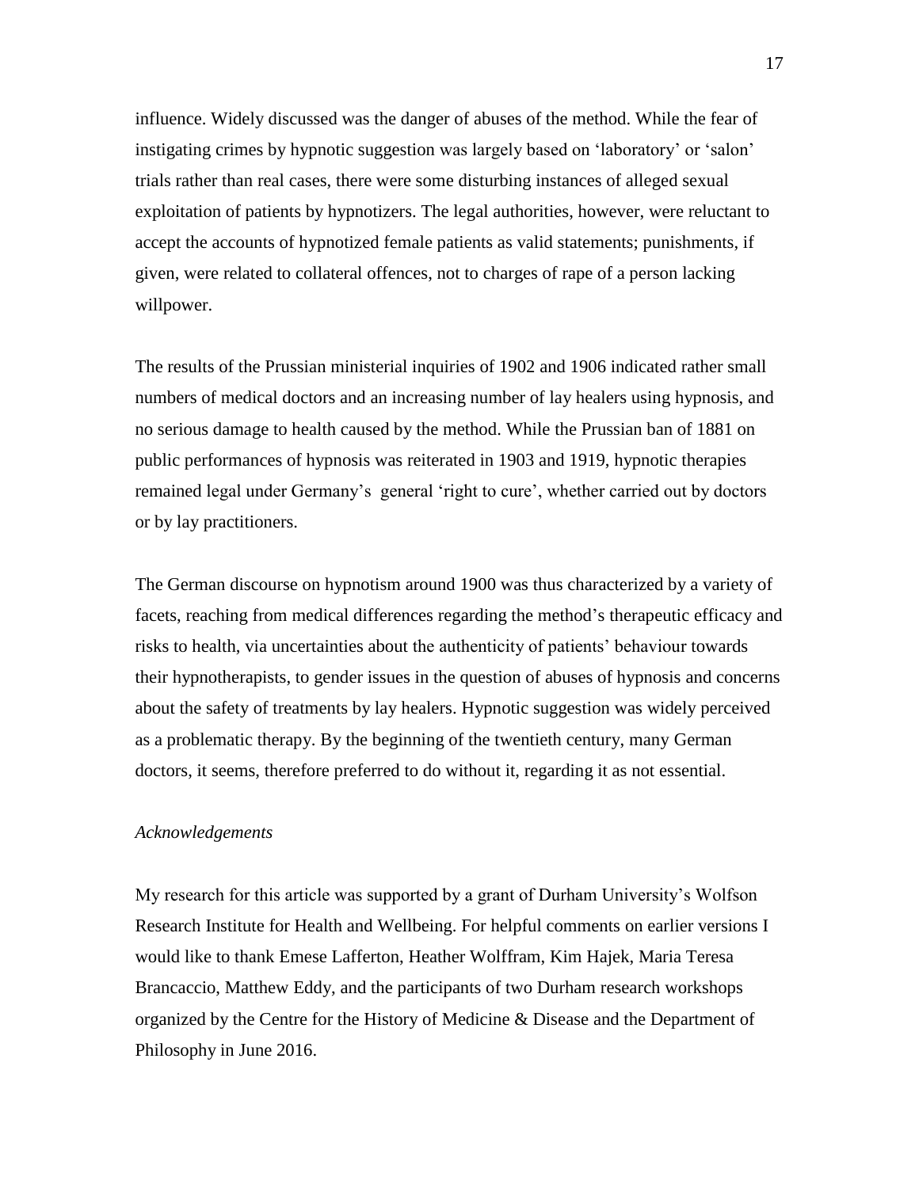influence. Widely discussed was the danger of abuses of the method. While the fear of instigating crimes by hypnotic suggestion was largely based on 'laboratory' or 'salon' trials rather than real cases, there were some disturbing instances of alleged sexual exploitation of patients by hypnotizers. The legal authorities, however, were reluctant to accept the accounts of hypnotized female patients as valid statements; punishments, if given, were related to collateral offences, not to charges of rape of a person lacking willpower.

The results of the Prussian ministerial inquiries of 1902 and 1906 indicated rather small numbers of medical doctors and an increasing number of lay healers using hypnosis, and no serious damage to health caused by the method. While the Prussian ban of 1881 on public performances of hypnosis was reiterated in 1903 and 1919, hypnotic therapies remained legal under Germany's general 'right to cure', whether carried out by doctors or by lay practitioners.

The German discourse on hypnotism around 1900 was thus characterized by a variety of facets, reaching from medical differences regarding the method's therapeutic efficacy and risks to health, via uncertainties about the authenticity of patients' behaviour towards their hypnotherapists, to gender issues in the question of abuses of hypnosis and concerns about the safety of treatments by lay healers. Hypnotic suggestion was widely perceived as a problematic therapy. By the beginning of the twentieth century, many German doctors, it seems, therefore preferred to do without it, regarding it as not essential.

*Acknowledgements*

My research for this article was supported by a grant of Durham University's Wolfson Research Institute for Health and Wellbeing. For helpful comments on earlier versions I would like to thank Emese Lafferton, Heather Wolffram, Kim Hajek, Maria Teresa Brancaccio, Matthew Eddy, and the participants of two Durham research workshops organized by the Centre for the History of Medicine & Disease and the Department of Philosophy in June 2016.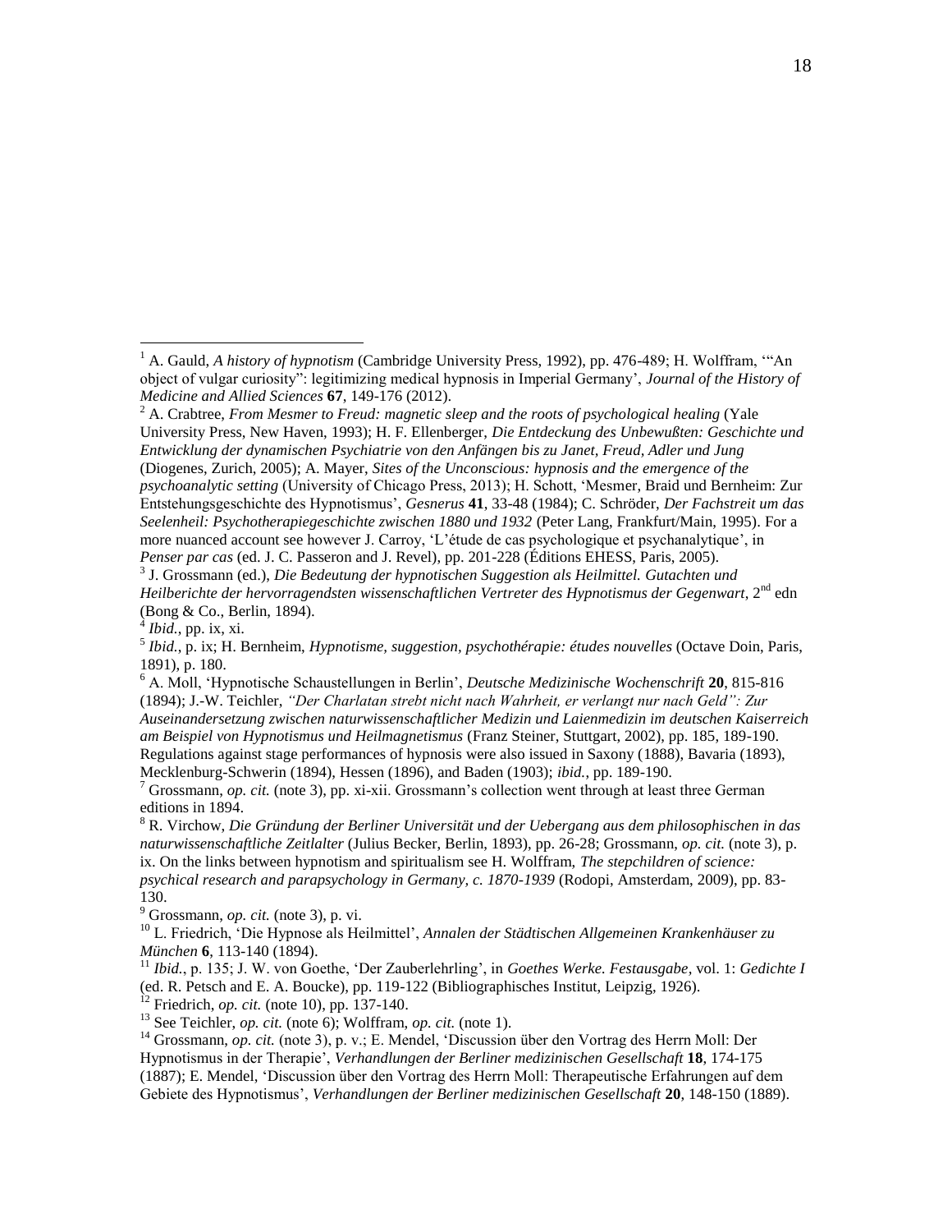[1] A. Gauld, *A history of hypnotism* (Cambridge University Press, 1992), pp. 476-489; H. Wolffram, '"An object of vulgar curiosity": legitimizing medical hypnosis in Imperial Germany', *Journal of the History of Medicine and Allied Sciences* **67**, 149-176 (2012).

[2] A. Crabtree, *From Mesmer to Freud: magnetic sleep and the roots of psychological healing* (Yale University Press, New Haven, 1993); H. F. Ellenberger, *Die Entdeckung des Unbewußten: Geschichte und Entwicklung der dynamischen Psychiatrie von den Anfängen bis zu Janet, Freud, Adler und Jung* (Diogenes, Zurich, 2005); A. Mayer, *Sites of the Unconscious: hypnosis and the emergence of the psychoanalytic setting* (University of Chicago Press, 2013); H. Schott, 'Mesmer, Braid und Bernheim: Zur Entstehungsgeschichte des Hypnotismus', *Gesnerus* **41**, 33-48 (1984); C. Schröder, *Der Fachstreit um das Seelenheil: Psychotherapiegeschichte zwischen 1880 und 1932* (Peter Lang, Frankfurt/Main, 1995). For a more nuanced account see however J. Carroy, 'L'étude de cas psychologique et psychanalytique', in *Penser par cas* (ed. J. C. Passeron and J. Revel), pp. 201-228 (Éditions EHESS, Paris, 2005).

[3] J. Grossmann (ed.), *Die Bedeutung der hypnotischen Suggestion als Heilmittel. Gutachten und Heilberichte der hervorragendsten wissenschaftlichen Vertreter des Hypnotismus der Gegenwart*, 2nd edn (Bong & Co., Berlin, 1894).

[4] *Ibid.*, pp. ix, xi.

[5] *Ibid.*, p. ix; H. Bernheim, *Hypnotisme, suggestion, psychothérapie: études nouvelles* (Octave Doin, Paris, 1891), p. 180.

[6] A. Moll, 'Hypnotische Schaustellungen in Berlin', *Deutsche Medizinische Wochenschrift* **20**, 815-816 (1894); J.-W. Teichler, *"Der Charlatan strebt nicht nach Wahrheit, er verlangt nur nach Geld": Zur Auseinandersetzung zwischen naturwissenschaftlicher Medizin und Laienmedizin im deutschen Kaiserreich am Beispiel von Hypnotismus und Heilmagnetismus* (Franz Steiner, Stuttgart, 2002), pp. 185, 189-190. Regulations against stage performances of hypnosis were also issued in Saxony (1888), Bavaria (1893), Mecklenburg-Schwerin (1894), Hessen (1896), and Baden (1903); *ibid.*, pp. 189-190.

[7] Grossmann, *op. cit.* (note 3), pp. xi-xii. Grossmann's collection went through at least three German editions in 1894.

[8] R. Virchow, *Die Gründung der Berliner Universität und der Uebergang aus dem philosophischen in das naturwissenschaftliche Zeitalter* (Julius Becker, Berlin, 1893), pp. 26-28; Grossmann, *op. cit.* (note 3), p. ix. On the links between hypnotism and spiritualism see H. Wolffram, *The stepchildren of science: psychical research and parapsychology in Germany, c. 1870-1939* (Rodopi, Amsterdam, 2009), pp. 83-130.

[9] Grossmann, *op. cit.* (note 3), p. vi.

[10] L. Friedrich, 'Die Hypnose als Heilmittel', *Annalen der Städtischen Allgemeinen Krankenhäuser zu München* **6**, 113-140 (1894).

[11] *Ibid.*, p. 135; J. W. von Goethe, 'Der Zauberlehrling', in *Goethes Werke. Festausgabe*, vol. 1: *Gedichte I* (ed. R. Petsch and E. A. Boucke), pp. 119-122 (Bibliographisches Institut, Leipzig, 1926).

[12] Friedrich, *op. cit.* (note 10), pp. 137-140.

[13] See Teichler, *op. cit.* (note 6); Wolffram, *op. cit.* (note 1).

[14] Grossmann, *op. cit.* (note 3), p. v.; E. Mendel, 'Discussion über den Vortrag des Herrn Moll: Der Hypnotismus in der Therapie', *Verhandlungen der Berliner medizinischen Gesellschaft* **18**, 174-175 (1887); E. Mendel, 'Discussion über den Vortrag des Herrn Moll: Therapeutische Erfahrungen auf dem Gebiete des Hypnotismus', *Verhandlungen der Berliner medizinischen Gesellschaft* **20**, 148-150 (1889).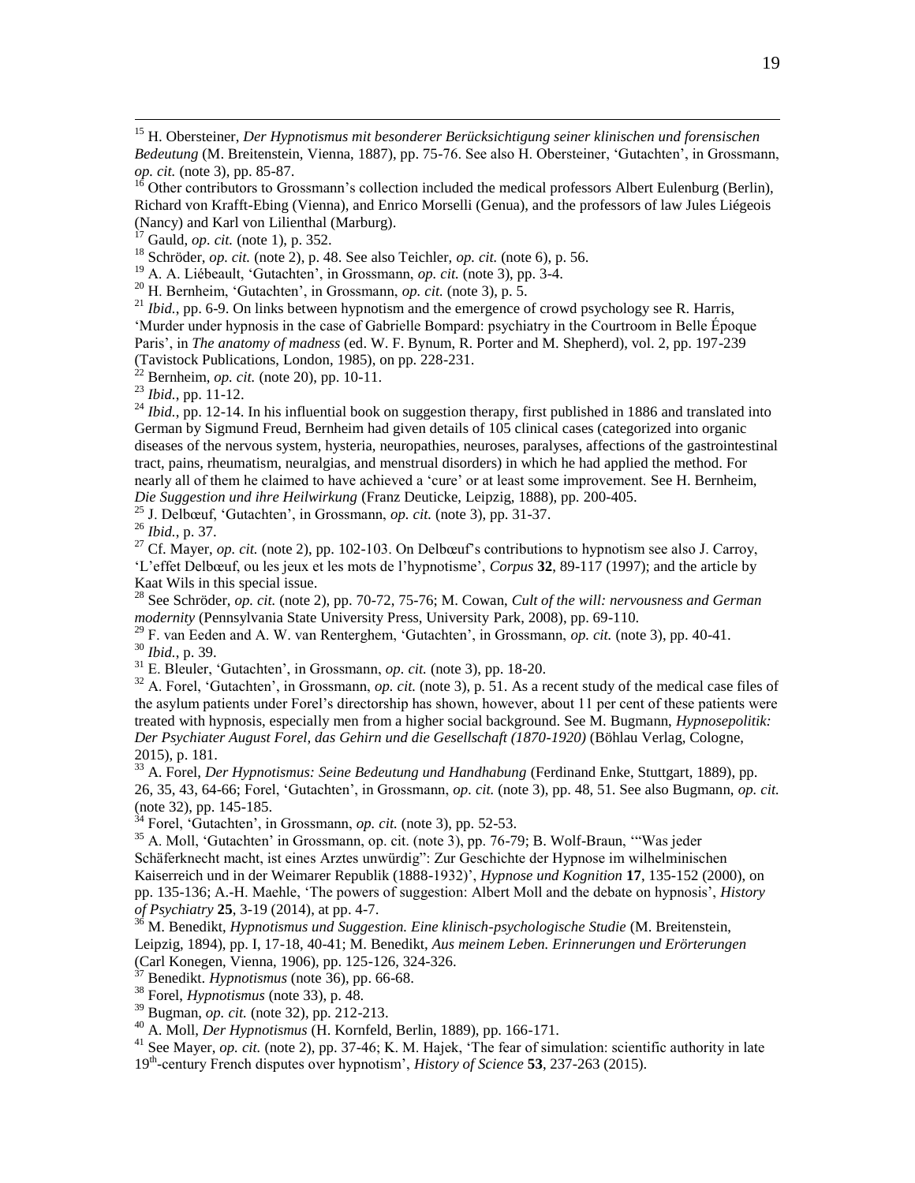[15] H. Obersteiner, *Der Hypnotismus mit besonderer Berücksichtigung seiner klinischen und forensischen Bedeutung* (M. Breitenstein, Vienna, 1887), pp. 75-76. See also H. Obersteiner, 'Gutachten', in Grossmann, *op. cit.* (note 3), pp. 85-87.

[16] Other contributors to Grossmann's collection included the medical professors Albert Eulenburg (Berlin), Richard von Krafft-Ebing (Vienna), and Enrico Morselli (Genua), and the professors of law Jules Liégeois (Nancy) and Karl von Lilienthal (Marburg).

[17] Gauld, *op. cit.* (note 1), p. 352.

[18] Schröder, *op. cit.* (note 2), p. 48. See also Teichler, *op. cit.* (note 6), p. 56.

[19] A. A. Liébeault, 'Gutachten', in Grossmann, *op. cit.* (note 3), pp. 3-4.

[20] H. Bernheim, 'Gutachten', in Grossmann, *op. cit.* (note 3), p. 5.

[21] *Ibid.*, pp. 6-9. On links between hypnotism and the emergence of crowd psychology see R. Harris, 'Murder under hypnosis in the case of Gabrielle Bompard: psychiatry in the Courtroom in Belle Époque Paris', in *The anatomy of madness* (ed. W. F. Bynum, R. Porter and M. Shepherd), vol. 2, pp. 197-239 (Tavistock Publications, London, 1985), on pp. 228-231.

[22] Bernheim, *op. cit.* (note 20), pp. 10-11.

[23] *Ibid.*, pp. 11-12.

[24] *Ibid.*, pp. 12-14. In his influential book on suggestion therapy, first published in 1886 and translated into German by Sigmund Freud, Bernheim had given details of 105 clinical cases (categorized into organic diseases of the nervous system, hysteria, neuropathies, neuroses, paralyses, affections of the gastrointestinal tract, pains, rheumatism, neuralgias, and menstrual disorders) in which he had applied the method. For nearly all of them he claimed to have achieved a 'cure' or at least some improvement. See H. Bernheim, *Die Suggestion und ihre Heilwirkung* (Franz Deuticke, Leipzig, 1888), pp. 200-405.

[25] J. Delbœuf, 'Gutachten', in Grossmann, *op. cit.* (note 3), pp. 31-37.

[26] *Ibid.*, p. 37.

[27] Cf. Mayer, *op. cit.* (note 2), pp. 102-103. On Delbœuf's contributions to hypnotism see also J. Carroy, 'L'effet Delbœuf, ou les jeux et les mots de l'hypnotisme', *Corpus* **32**, 89-117 (1997); and the article by Kaat Wils in this special issue.

[28] See Schröder, *op. cit.* (note 2), pp. 70-72, 75-76; M. Cowan, *Cult of the will: nervousness and German modernity* (Pennsylvania State University Press, University Park, 2008), pp. 69-110.

[29] F. van Eeden and A. W. van Renterghem, 'Gutachten', in Grossmann, *op. cit.* (note 3), pp. 40-41.

[30] *Ibid.*, p. 39.

[31] E. Bleuler, 'Gutachten', in Grossmann, *op. cit.* (note 3), pp. 18-20.

[32] A. Forel, 'Gutachten', in Grossmann, *op. cit.* (note 3), p. 51. As a recent study of the medical case files of the asylum patients under Forel's directorship has shown, however, about 11 per cent of these patients were treated with hypnosis, especially men from a higher social background. See M. Bugmann, *Hypnosepolitik: Der Psychiater August Forel, das Gehirn und die Gesellschaft (1870-1920)* (Böhlau Verlag, Cologne, 2015), p. 181.

[33] A. Forel, *Der Hypnotismus: Seine Bedeutung und Handhabung* (Ferdinand Enke, Stuttgart, 1889), pp. 26, 35, 43, 64-66; Forel, 'Gutachten', in Grossmann, *op. cit.* (note 3), pp. 48, 51. See also Bugmann, *op. cit.* (note 32), pp. 145-185.

[34] Forel, 'Gutachten', in Grossmann, *op. cit.* (note 3), pp. 52-53.

[35] A. Moll, 'Gutachten' in Grossmann, op. cit. (note 3), pp. 76-79; B. Wolf-Braun, '"Was jeder Schäferknecht macht, ist eines Arztes unwürdig": Zur Geschichte der Hypnose im wilhelminischen Kaiserreich und in der Weimarer Republik (1888-1932)', *Hypnose und Kognition* **17**, 135-152 (2000), on pp. 135-136; A.-H. Maehle, 'The powers of suggestion: Albert Moll and the debate on hypnosis', *History of Psychiatry* **25**, 3-19 (2014), at pp. 4-7.

[36] M. Benedikt, *Hypnotismus und Suggestion. Eine klinisch-psychologische Studie* (M. Breitenstein, Leipzig, 1894), pp. I, 17-18, 40-41; M. Benedikt, *Aus meinem Leben. Erinnerungen und Erörterungen* (Carl Konegen, Vienna, 1906), pp. 125-126, 324-326.

[37] Benedikt. *Hypnotismus* (note 36), pp. 66-68.

[38] Forel, *Hypnotismus* (note 33), p. 48.

[39] Bugman, *op. cit.* (note 32), pp. 212-213.

[40] A. Moll, *Der Hypnotismus* (H. Kornfeld, Berlin, 1889), pp. 166-171.

[41] See Mayer, *op. cit.* (note 2), pp. 37-46; K. M. Hajek, 'The fear of simulation: scientific authority in late 19th-century French disputes over hypnotism', *History of Science* **53**, 237-263 (2015).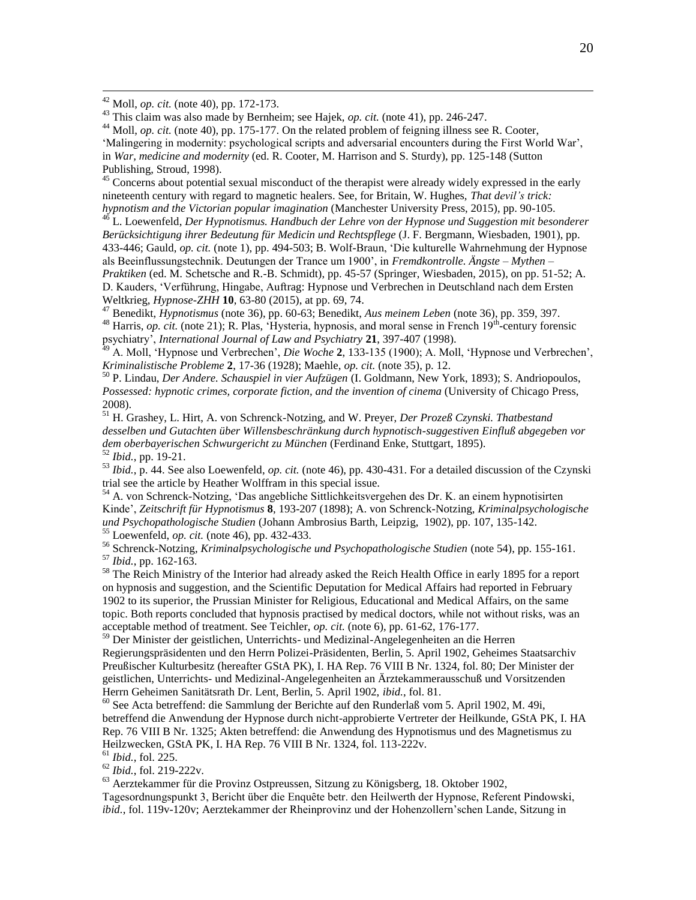[42] Moll, *op. cit.* (note 40), pp. 172-173.

[43] This claim was also made by Bernheim; see Hajek, *op. cit.* (note 41), pp. 246-247.

[44] Moll, *op. cit.* (note 40), pp. 175-177. On the related problem of feigning illness see R. Cooter, 'Malingering in modernity: psychological scripts and adversarial encounters during the First World War', in *War, medicine and modernity* (ed. R. Cooter, M. Harrison and S. Sturdy), pp. 125-148 (Sutton Publishing, Stroud, 1998).

[45] Concerns about potential sexual misconduct of the therapist were already widely expressed in the early nineteenth century with regard to magnetic healers. See, for Britain, W. Hughes, *That devil's trick: hypnotism and the Victorian popular imagination* (Manchester University Press, 2015), pp. 90-105.

[46] L. Loewenfeld, *Der Hypnotismus. Handbuch der Lehre von der Hypnose und Suggestion mit besonderer Berücksichtigung ihrer Bedeutung für Medicin und Rechtspflege* (J. F. Bergmann, Wiesbaden, 1901), pp. 433-446; Gauld, *op. cit.* (note 1), pp. 494-503; B. Wolf-Braun, 'Die kulturelle Wahrnehmung der Hypnose als Beeinflussungstechnik. Deutungen der Trance um 1900', in *Fremdkontrolle. Ängste – Mythen – Praktiken* (ed. M. Schetsche and R.-B. Schmidt), pp. 45-57 (Springer, Wiesbaden, 2015), on pp. 51-52; A. D. Kauders, 'Verführung, Hingabe, Auftrag: Hypnose und Verbrechen in Deutschland nach dem Ersten Weltkrieg, *Hypnose-ZHH* **10**, 63-80 (2015), at pp. 69, 74.

[47] Benedikt, *Hypnotismus* (note 36), pp. 60-63; Benedikt, *Aus meinem Leben* (note 36), pp. 359, 397.

[48] Harris, *op. cit.* (note 21); R. Plas, 'Hysteria, hypnosis, and moral sense in French 19th-century forensic psychiatry', *International Journal of Law and Psychiatry* **21**, 397-407 (1998).

[49] A. Moll, 'Hypnose und Verbrechen', *Die Woche* **2**, 133-135 (1900); A. Moll, 'Hypnose und Verbrechen', *Kriminalistische Probleme* **2**, 17-36 (1928); Maehle, *op. cit.* (note 35), p. 12.

[50] P. Lindau, *Der Andere. Schauspiel in vier Aufzügen* (I. Goldmann, New York, 1893); S. Andriopoulos, *Possessed: hypnotic crimes, corporate fiction, and the invention of cinema* (University of Chicago Press, 2008).

[51] H. Grashey, L. Hirt, A. von Schrenck-Notzing, and W. Preyer, *Der Prozeß Czynski. Thatbestand desselben und Gutachten über Willensbeschränkung durch hypnotisch-suggestiven Einfluß abgegeben vor dem oberbayerischen Schwurgericht zu München* (Ferdinand Enke, Stuttgart, 1895).

[52] *Ibid.*, pp. 19-21.

[53] *Ibid.*, p. 44. See also Loewenfeld, *op. cit.* (note 46), pp. 430-431. For a detailed discussion of the Czynski trial see the article by Heather Wolffram in this special issue.

[54] A. von Schrenck-Notzing, 'Das angebliche Sittlichkeitsvergehen des Dr. K. an einem hypnotisirten Kinde', *Zeitschrift für Hypnotismus* **8**, 193-207 (1898); A. von Schrenck-Notzing, *Kriminalpsychologische und Psychopathologische Studien* (Johann Ambrosius Barth, Leipzig, 1902), pp. 107, 135-142.

[55] Loewenfeld, *op. cit.* (note 46), pp. 432-433.

[56] Schrenck-Notzing, *Kriminalpsychologische und Psychopathologische Studien* (note 54), pp. 155-161.

[57] *Ibid.*, pp. 162-163.

[58] The Reich Ministry of the Interior had already asked the Reich Health Office in early 1895 for a report on hypnosis and suggestion, and the Scientific Deputation for Medical Affairs had reported in February 1902 to its superior, the Prussian Minister for Religious, Educational and Medical Affairs, on the same topic. Both reports concluded that hypnosis practised by medical doctors, while not without risks, was an acceptable method of treatment. See Teichler, *op. cit.* (note 6), pp. 61-62, 176-177.

[59] Der Minister der geistlichen, Unterrichts- und Medizinal-Angelegenheiten an die Herren Regierungspräsidenten und den Herrn Polizei-Präsidenten, Berlin, 5. April 1902, Geheimes Staatsarchiv Preußischer Kulturbesitz (hereafter GStA PK), I. HA Rep. 76 VIII B Nr. 1324, fol. 80; Der Minister der geistlichen, Unterrichts- und Medizinal-Angelegenheiten an Ärztekammerausschuß und Vorsitzenden Herrn Geheimen Sanitätsrath Dr. Lent, Berlin, 5. April 1902, *ibid.*, fol. 81.

[60] See Acta betreffend: die Sammlung der Berichte auf den Runderlaß vom 5. April 1902, M. 49i, betreffend die Anwendung der Hypnose durch nicht-approbierte Vertreter der Heilkunde, GStA PK, I. HA Rep. 76 VIII B Nr. 1325; Akten betreffend: die Anwendung des Hypnotismus und des Magnetismus zu Heilzwecken, GStA PK, I. HA Rep. 76 VIII B Nr. 1324, fol. 113-222v.

[61] *Ibid.*, fol. 225.

[62] *Ibid.*, fol. 219-222v.

[63] Aerztekammer für die Provinz Ostpreussen, Sitzung zu Königsberg, 18. Oktober 1902, Tagesordnungspunkt 3, Bericht über die Enquête betr. den Heilwerth der Hypnose, Referent Pindowski, *ibid.*, fol. 119v-120v; Aerztekammer der Rheinprovinz und der Hohenzollern'schen Lande, Sitzung in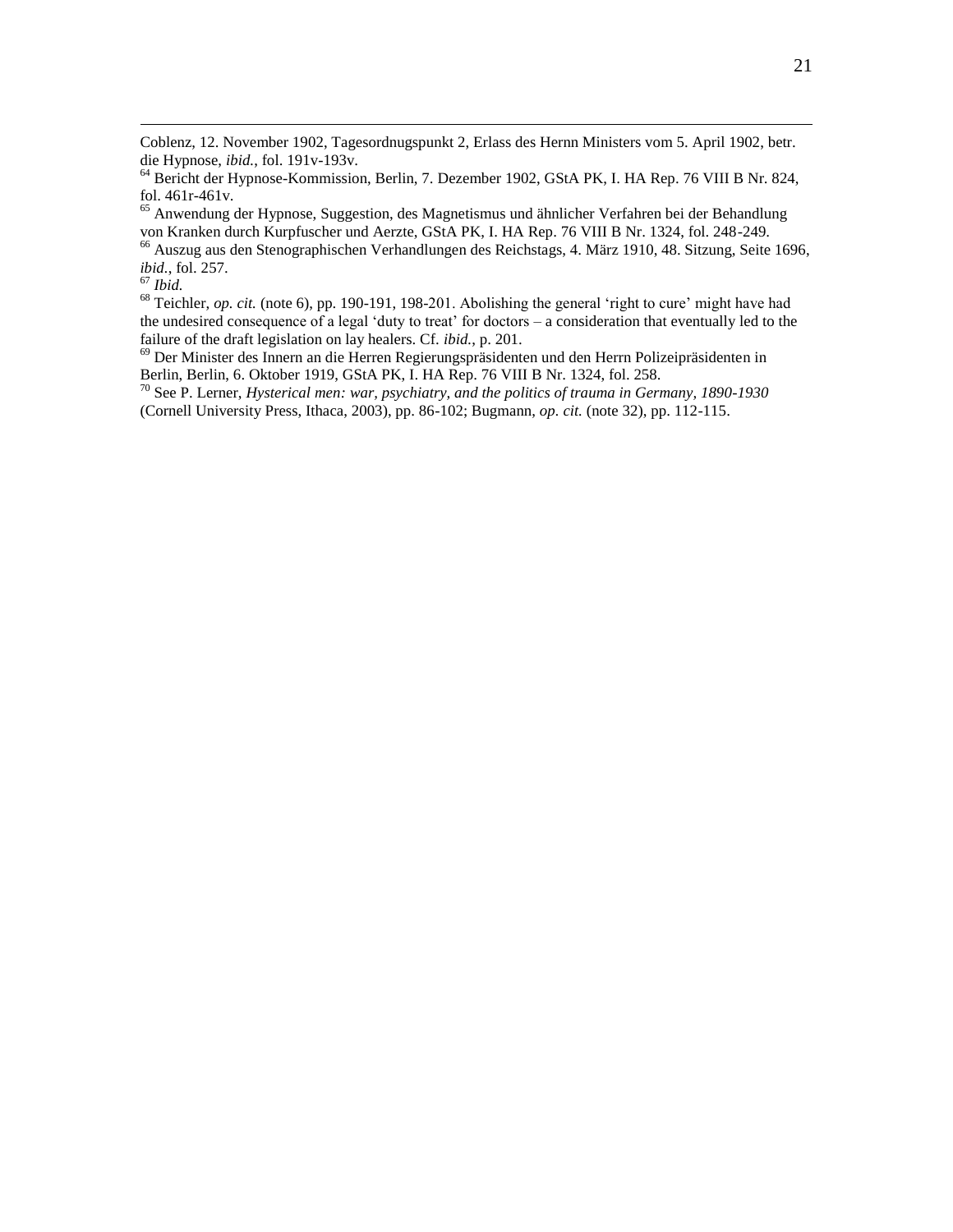Coblenz, 12. November 1902, Tagesordnugspunkt 2, Erlass des Hernn Ministers vom 5. April 1902, betr. die Hypnose, *ibid.*, fol. 191v-193v.

[64] Bericht der Hypnose-Kommission, Berlin, 7. Dezember 1902, GStA PK, I. HA Rep. 76 VIII B Nr. 824, fol. 461r-461v.

[65] Anwendung der Hypnose, Suggestion, des Magnetismus und ähnlicher Verfahren bei der Behandlung von Kranken durch Kurpfuscher und Aerzte, GStA PK, I. HA Rep. 76 VIII B Nr. 1324, fol. 248-249.

[66] Auszug aus den Stenographischen Verhandlungen des Reichstags, 4. März 1910, 48. Sitzung, Seite 1696, *ibid.*, fol. 257.

[67] *Ibid.*

[68] Teichler, *op. cit.* (note 6), pp. 190-191, 198-201. Abolishing the general 'right to cure' might have had the undesired consequence of a legal 'duty to treat' for doctors – a consideration that eventually led to the failure of the draft legislation on lay healers. Cf. *ibid.*, p. 201.

[69] Der Minister des Innern an die Herren Regierungspräsidenten und den Herrn Polizeipräsidenten in Berlin, Berlin, 6. Oktober 1919, GStA PK, I. HA Rep. 76 VIII B Nr. 1324, fol. 258.

[70] See P. Lerner, *Hysterical men: war, psychiatry, and the politics of trauma in Germany, 1890-1930* (Cornell University Press, Ithaca, 2003), pp. 86-102; Bugmann, *op. cit.* (note 32), pp. 112-115.